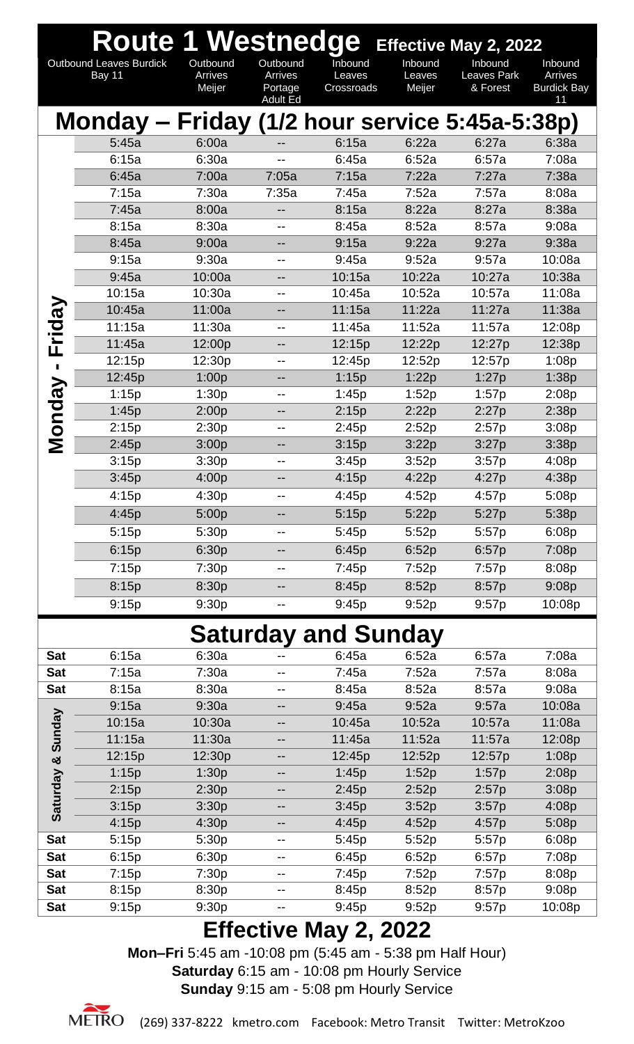# Route 1 Westnedge

**Effective May 2, 2022**

| | Outbound Leaves Burdick Bay 11 | Outbound Arrives Meijer | Outbound Arrives Portage Adult Ed | Inbound Leaves Crossroads | Inbound Leaves Meijer | Inbound Leaves Park & Forest | Inbound Arrives Burdick Bay 11 |
|---|---|---|---|---|---|---|---|
| **Monday – Friday (1/2 hour service 5:45a-5:38p)** | | | | | | | |
| Monday - Friday | 5:45a | 6:00a | -- | 6:15a | 6:22a | 6:27a | 6:38a |
| Monday - Friday | 6:15a | 6:30a | -- | 6:45a | 6:52a | 6:57a | 7:08a |
| Monday - Friday | 6:45a | 7:00a | 7:05a | 7:15a | 7:22a | 7:27a | 7:38a |
| Monday - Friday | 7:15a | 7:30a | 7:35a | 7:45a | 7:52a | 7:57a | 8:08a |
| Monday - Friday | 7:45a | 8:00a | -- | 8:15a | 8:22a | 8:27a | 8:38a |
| Monday - Friday | 8:15a | 8:30a | -- | 8:45a | 8:52a | 8:57a | 9:08a |
| Monday - Friday | 8:45a | 9:00a | -- | 9:15a | 9:22a | 9:27a | 9:38a |
| Monday - Friday | 9:15a | 9:30a | -- | 9:45a | 9:52a | 9:57a | 10:08a |
| Monday - Friday | 9:45a | 10:00a | -- | 10:15a | 10:22a | 10:27a | 10:38a |
| Monday - Friday | 10:15a | 10:30a | -- | 10:45a | 10:52a | 10:57a | 11:08a |
| Monday - Friday | 10:45a | 11:00a | -- | 11:15a | 11:22a | 11:27a | 11:38a |
| Monday - Friday | 11:15a | 11:30a | -- | 11:45a | 11:52a | 11:57a | 12:08p |
| Monday - Friday | 11:45a | 12:00p | -- | 12:15p | 12:22p | 12:27p | 12:38p |
| Monday - Friday | 12:15p | 12:30p | -- | 12:45p | 12:52p | 12:57p | 1:08p |
| Monday - Friday | 12:45p | 1:00p | -- | 1:15p | 1:22p | 1:27p | 1:38p |
| Monday - Friday | 1:15p | 1:30p | -- | 1:45p | 1:52p | 1:57p | 2:08p |
| Monday - Friday | 1:45p | 2:00p | -- | 2:15p | 2:22p | 2:27p | 2:38p |
| Monday - Friday | 2:15p | 2:30p | -- | 2:45p | 2:52p | 2:57p | 3:08p |
| Monday - Friday | 2:45p | 3:00p | -- | 3:15p | 3:22p | 3:27p | 3:38p |
| Monday - Friday | 3:15p | 3:30p | -- | 3:45p | 3:52p | 3:57p | 4:08p |
| Monday - Friday | 3:45p | 4:00p | -- | 4:15p | 4:22p | 4:27p | 4:38p |
| Monday - Friday | 4:15p | 4:30p | -- | 4:45p | 4:52p | 4:57p | 5:08p |
| Monday - Friday | 4:45p | 5:00p | -- | 5:15p | 5:22p | 5:27p | 5:38p |
| Monday - Friday | 5:15p | 5:30p | -- | 5:45p | 5:52p | 5:57p | 6:08p |
| Monday - Friday | 6:15p | 6:30p | -- | 6:45p | 6:52p | 6:57p | 7:08p |
| Monday - Friday | 7:15p | 7:30p | -- | 7:45p | 7:52p | 7:57p | 8:08p |
| Monday - Friday | 8:15p | 8:30p | -- | 8:45p | 8:52p | 8:57p | 9:08p |
| Monday - Friday | 9:15p | 9:30p | -- | 9:45p | 9:52p | 9:57p | 10:08p |
| **Saturday and Sunday** | | | | | | | |
| Sat | 6:15a | 6:30a | -- | 6:45a | 6:52a | 6:57a | 7:08a |
| Sat | 7:15a | 7:30a | -- | 7:45a | 7:52a | 7:57a | 8:08a |
| Sat | 8:15a | 8:30a | -- | 8:45a | 8:52a | 8:57a | 9:08a |
| Saturday & Sunday | 9:15a | 9:30a | -- | 9:45a | 9:52a | 9:57a | 10:08a |
| Saturday & Sunday | 10:15a | 10:30a | -- | 10:45a | 10:52a | 10:57a | 11:08a |
| Saturday & Sunday | 11:15a | 11:30a | -- | 11:45a | 11:52a | 11:57a | 12:08p |
| Saturday & Sunday | 12:15p | 12:30p | -- | 12:45p | 12:52p | 12:57p | 1:08p |
| Saturday & Sunday | 1:15p | 1:30p | -- | 1:45p | 1:52p | 1:57p | 2:08p |
| Saturday & Sunday | 2:15p | 2:30p | -- | 2:45p | 2:52p | 2:57p | 3:08p |
| Saturday & Sunday | 3:15p | 3:30p | -- | 3:45p | 3:52p | 3:57p | 4:08p |
| Saturday & Sunday | 4:15p | 4:30p | -- | 4:45p | 4:52p | 4:57p | 5:08p |
| Sat | 5:15p | 5:30p | -- | 5:45p | 5:52p | 5:57p | 6:08p |
| Sat | 6:15p | 6:30p | -- | 6:45p | 6:52p | 6:57p | 7:08p |
| Sat | 7:15p | 7:30p | -- | 7:45p | 7:52p | 7:57p | 8:08p |
| Sat | 8:15p | 8:30p | -- | 8:45p | 8:52p | 8:57p | 9:08p |
| Sat | 9:15p | 9:30p | -- | 9:45p | 9:52p | 9:57p | 10:08p |

## Effective May 2, 2022

**Mon–Fri** 5:45 am -10:08 pm (5:45 am - 5:38 pm Half Hour)
**Saturday** 6:15 am - 10:08 pm Hourly Service
**Sunday** 9:15 am - 5:08 pm Hourly Service

METRO (269) 337-8222 kmetro.com Facebook: Metro Transit Twitter: MetroKzoo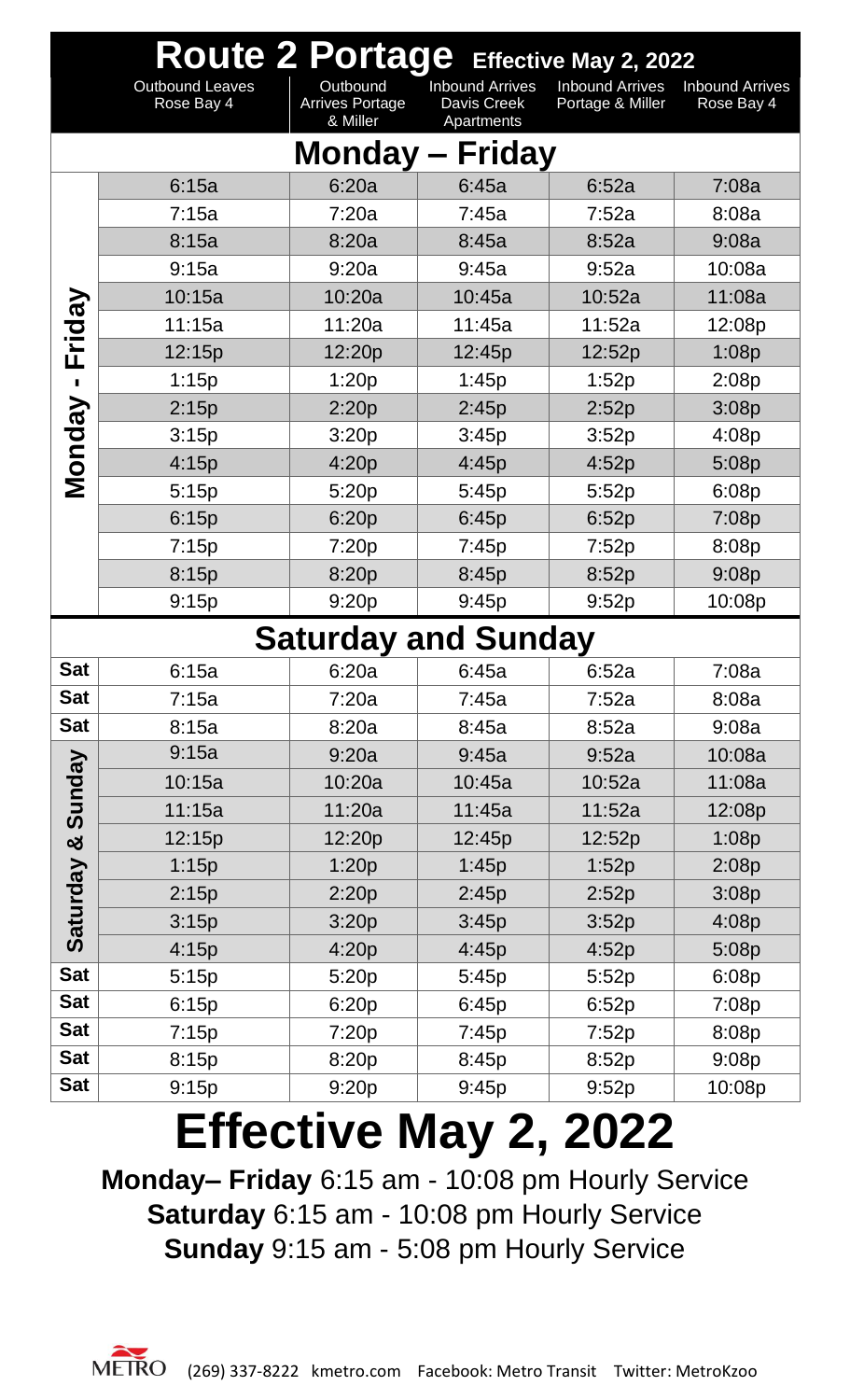# Route 2 Portage Effective May 2, 2022

## Monday – Friday

| | Outbound Leaves Rose Bay 4 | Outbound Arrives Portage & Miller | Inbound Arrives Davis Creek Apartments | Inbound Arrives Portage & Miller | Inbound Arrives Rose Bay 4 |
|---|---|---|---|---|---|
| Monday - Friday | 6:15a | 6:20a | 6:45a | 6:52a | 7:08a |
| | 7:15a | 7:20a | 7:45a | 7:52a | 8:08a |
| | 8:15a | 8:20a | 8:45a | 8:52a | 9:08a |
| | 9:15a | 9:20a | 9:45a | 9:52a | 10:08a |
| | 10:15a | 10:20a | 10:45a | 10:52a | 11:08a |
| | 11:15a | 11:20a | 11:45a | 11:52a | 12:08p |
| | 12:15p | 12:20p | 12:45p | 12:52p | 1:08p |
| | 1:15p | 1:20p | 1:45p | 1:52p | 2:08p |
| | 2:15p | 2:20p | 2:45p | 2:52p | 3:08p |
| | 3:15p | 3:20p | 3:45p | 3:52p | 4:08p |
| | 4:15p | 4:20p | 4:45p | 4:52p | 5:08p |
| | 5:15p | 5:20p | 5:45p | 5:52p | 6:08p |
| | 6:15p | 6:20p | 6:45p | 6:52p | 7:08p |
| | 7:15p | 7:20p | 7:45p | 7:52p | 8:08p |
| | 8:15p | 8:20p | 8:45p | 8:52p | 9:08p |
| | 9:15p | 9:20p | 9:45p | 9:52p | 10:08p |

## Saturday and Sunday

| | Outbound Leaves Rose Bay 4 | Outbound Arrives Portage & Miller | Inbound Arrives Davis Creek Apartments | Inbound Arrives Portage & Miller | Inbound Arrives Rose Bay 4 |
|---|---|---|---|---|---|
| Sat | 6:15a | 6:20a | 6:45a | 6:52a | 7:08a |
| Sat | 7:15a | 7:20a | 7:45a | 7:52a | 8:08a |
| Sat | 8:15a | 8:20a | 8:45a | 8:52a | 9:08a |
| Saturday & Sunday | 9:15a | 9:20a | 9:45a | 9:52a | 10:08a |
| Saturday & Sunday | 10:15a | 10:20a | 10:45a | 10:52a | 11:08a |
| Saturday & Sunday | 11:15a | 11:20a | 11:45a | 11:52a | 12:08p |
| Saturday & Sunday | 12:15p | 12:20p | 12:45p | 12:52p | 1:08p |
| Saturday & Sunday | 1:15p | 1:20p | 1:45p | 1:52p | 2:08p |
| Saturday & Sunday | 2:15p | 2:20p | 2:45p | 2:52p | 3:08p |
| Saturday & Sunday | 3:15p | 3:20p | 3:45p | 3:52p | 4:08p |
| Saturday & Sunday | 4:15p | 4:20p | 4:45p | 4:52p | 5:08p |
| Sat | 5:15p | 5:20p | 5:45p | 5:52p | 6:08p |
| Sat | 6:15p | 6:20p | 6:45p | 6:52p | 7:08p |
| Sat | 7:15p | 7:20p | 7:45p | 7:52p | 8:08p |
| Sat | 8:15p | 8:20p | 8:45p | 8:52p | 9:08p |
| Sat | 9:15p | 9:20p | 9:45p | 9:52p | 10:08p |

# Effective May 2, 2022

**Monday– Friday** 6:15 am - 10:08 pm Hourly Service
**Saturday** 6:15 am - 10:08 pm Hourly Service
**Sunday** 9:15 am - 5:08 pm Hourly Service

METRO (269) 337-8222 kmetro.com Facebook: Metro Transit Twitter: MetroKzoo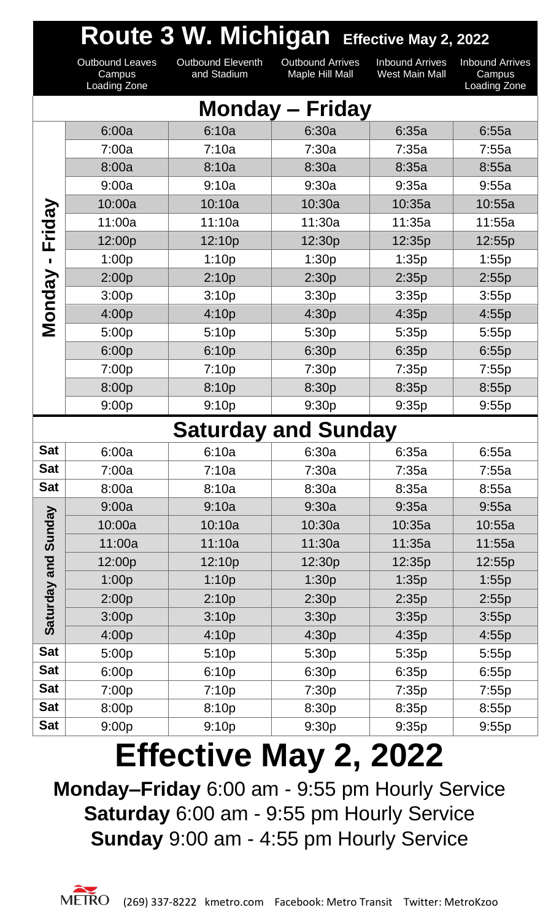# Route 3 W. Michigan

**Effective May 2, 2022**

| | Outbound Leaves Campus Loading Zone | Outbound Eleventh and Stadium | Outbound Arrives Maple Hill Mall | Inbound Arrives West Main Mall | Inbound Arrives Campus Loading Zone |
|---|---|---|---|---|---|
| **Monday – Friday** | | | | | |
| Monday - Friday | 6:00a | 6:10a | 6:30a | 6:35a | 6:55a |
| Monday - Friday | 7:00a | 7:10a | 7:30a | 7:35a | 7:55a |
| Monday - Friday | 8:00a | 8:10a | 8:30a | 8:35a | 8:55a |
| Monday - Friday | 9:00a | 9:10a | 9:30a | 9:35a | 9:55a |
| Monday - Friday | 10:00a | 10:10a | 10:30a | 10:35a | 10:55a |
| Monday - Friday | 11:00a | 11:10a | 11:30a | 11:35a | 11:55a |
| Monday - Friday | 12:00p | 12:10p | 12:30p | 12:35p | 12:55p |
| Monday - Friday | 1:00p | 1:10p | 1:30p | 1:35p | 1:55p |
| Monday - Friday | 2:00p | 2:10p | 2:30p | 2:35p | 2:55p |
| Monday - Friday | 3:00p | 3:10p | 3:30p | 3:35p | 3:55p |
| Monday - Friday | 4:00p | 4:10p | 4:30p | 4:35p | 4:55p |
| Monday - Friday | 5:00p | 5:10p | 5:30p | 5:35p | 5:55p |
| Monday - Friday | 6:00p | 6:10p | 6:30p | 6:35p | 6:55p |
| Monday - Friday | 7:00p | 7:10p | 7:30p | 7:35p | 7:55p |
| Monday - Friday | 8:00p | 8:10p | 8:30p | 8:35p | 8:55p |
| Monday - Friday | 9:00p | 9:10p | 9:30p | 9:35p | 9:55p |
| **Saturday and Sunday** | | | | | |
| Sat | 6:00a | 6:10a | 6:30a | 6:35a | 6:55a |
| Sat | 7:00a | 7:10a | 7:30a | 7:35a | 7:55a |
| Sat | 8:00a | 8:10a | 8:30a | 8:35a | 8:55a |
| Saturday and Sunday | 9:00a | 9:10a | 9:30a | 9:35a | 9:55a |
| Saturday and Sunday | 10:00a | 10:10a | 10:30a | 10:35a | 10:55a |
| Saturday and Sunday | 11:00a | 11:10a | 11:30a | 11:35a | 11:55a |
| Saturday and Sunday | 12:00p | 12:10p | 12:30p | 12:35p | 12:55p |
| Saturday and Sunday | 1:00p | 1:10p | 1:30p | 1:35p | 1:55p |
| Saturday and Sunday | 2:00p | 2:10p | 2:30p | 2:35p | 2:55p |
| Saturday and Sunday | 3:00p | 3:10p | 3:30p | 3:35p | 3:55p |
| Saturday and Sunday | 4:00p | 4:10p | 4:30p | 4:35p | 4:55p |
| Sat | 5:00p | 5:10p | 5:30p | 5:35p | 5:55p |
| Sat | 6:00p | 6:10p | 6:30p | 6:35p | 6:55p |
| Sat | 7:00p | 7:10p | 7:30p | 7:35p | 7:55p |
| Sat | 8:00p | 8:10p | 8:30p | 8:35p | 8:55p |
| Sat | 9:00p | 9:10p | 9:30p | 9:35p | 9:55p |

# Effective May 2, 2022

**Monday–Friday** 6:00 am - 9:55 pm Hourly Service

**Saturday** 6:00 am - 9:55 pm Hourly Service

**Sunday** 9:00 am - 4:55 pm Hourly Service

METRO (269) 337-8222 kmetro.com Facebook: Metro Transit Twitter: MetroKzoo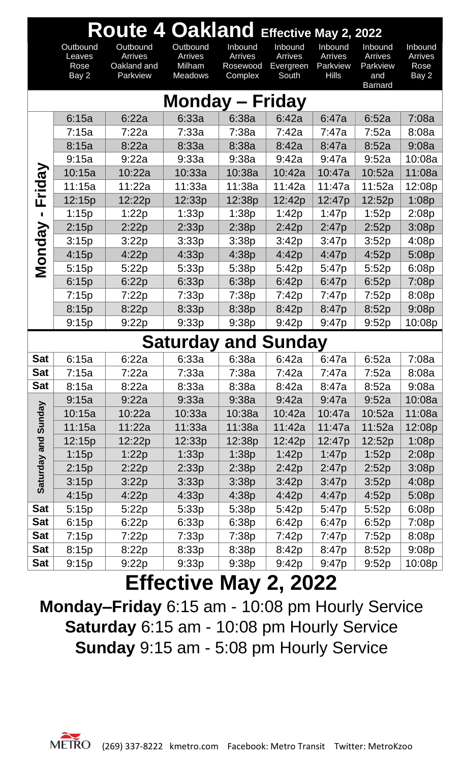# Route 4 Oakland Effective May 2, 2022

| | Outbound Leaves Rose Bay 2 | Outbound Arrives Oakland and Parkview | Outbound Arrives Milham Meadows | Inbound Arrives Rosewood Complex | Inbound Arrives Evergreen South | Inbound Arrives Parkview Hills | Inbound Arrives Parkview and Barnard | Inbound Arrives Rose Bay 2 |
|---|---|---|---|---|---|---|---|---|
| **Monday – Friday** | | | | | | | | |
| Monday - Friday | 6:15a | 6:22a | 6:33a | 6:38a | 6:42a | 6:47a | 6:52a | 7:08a |
| Monday - Friday | 7:15a | 7:22a | 7:33a | 7:38a | 7:42a | 7:47a | 7:52a | 8:08a |
| Monday - Friday | 8:15a | 8:22a | 8:33a | 8:38a | 8:42a | 8:47a | 8:52a | 9:08a |
| Monday - Friday | 9:15a | 9:22a | 9:33a | 9:38a | 9:42a | 9:47a | 9:52a | 10:08a |
| Monday - Friday | 10:15a | 10:22a | 10:33a | 10:38a | 10:42a | 10:47a | 10:52a | 11:08a |
| Monday - Friday | 11:15a | 11:22a | 11:33a | 11:38a | 11:42a | 11:47a | 11:52a | 12:08p |
| Monday - Friday | 12:15p | 12:22p | 12:33p | 12:38p | 12:42p | 12:47p | 12:52p | 1:08p |
| Monday - Friday | 1:15p | 1:22p | 1:33p | 1:38p | 1:42p | 1:47p | 1:52p | 2:08p |
| Monday - Friday | 2:15p | 2:22p | 2:33p | 2:38p | 2:42p | 2:47p | 2:52p | 3:08p |
| Monday - Friday | 3:15p | 3:22p | 3:33p | 3:38p | 3:42p | 3:47p | 3:52p | 4:08p |
| Monday - Friday | 4:15p | 4:22p | 4:33p | 4:38p | 4:42p | 4:47p | 4:52p | 5:08p |
| Monday - Friday | 5:15p | 5:22p | 5:33p | 5:38p | 5:42p | 5:47p | 5:52p | 6:08p |
| Monday - Friday | 6:15p | 6:22p | 6:33p | 6:38p | 6:42p | 6:47p | 6:52p | 7:08p |
| Monday - Friday | 7:15p | 7:22p | 7:33p | 7:38p | 7:42p | 7:47p | 7:52p | 8:08p |
| Monday - Friday | 8:15p | 8:22p | 8:33p | 8:38p | 8:42p | 8:47p | 8:52p | 9:08p |
| Monday - Friday | 9:15p | 9:22p | 9:33p | 9:38p | 9:42p | 9:47p | 9:52p | 10:08p |
| **Saturday and Sunday** | | | | | | | | |
| Sat | 6:15a | 6:22a | 6:33a | 6:38a | 6:42a | 6:47a | 6:52a | 7:08a |
| Sat | 7:15a | 7:22a | 7:33a | 7:38a | 7:42a | 7:47a | 7:52a | 8:08a |
| Sat | 8:15a | 8:22a | 8:33a | 8:38a | 8:42a | 8:47a | 8:52a | 9:08a |
| Saturday and Sunday | 9:15a | 9:22a | 9:33a | 9:38a | 9:42a | 9:47a | 9:52a | 10:08a |
| Saturday and Sunday | 10:15a | 10:22a | 10:33a | 10:38a | 10:42a | 10:47a | 10:52a | 11:08a |
| Saturday and Sunday | 11:15a | 11:22a | 11:33a | 11:38a | 11:42a | 11:47a | 11:52a | 12:08p |
| Saturday and Sunday | 12:15p | 12:22p | 12:33p | 12:38p | 12:42p | 12:47p | 12:52p | 1:08p |
| Saturday and Sunday | 1:15p | 1:22p | 1:33p | 1:38p | 1:42p | 1:47p | 1:52p | 2:08p |
| Saturday and Sunday | 2:15p | 2:22p | 2:33p | 2:38p | 2:42p | 2:47p | 2:52p | 3:08p |
| Saturday and Sunday | 3:15p | 3:22p | 3:33p | 3:38p | 3:42p | 3:47p | 3:52p | 4:08p |
| Saturday and Sunday | 4:15p | 4:22p | 4:33p | 4:38p | 4:42p | 4:47p | 4:52p | 5:08p |
| Sat | 5:15p | 5:22p | 5:33p | 5:38p | 5:42p | 5:47p | 5:52p | 6:08p |
| Sat | 6:15p | 6:22p | 6:33p | 6:38p | 6:42p | 6:47p | 6:52p | 7:08p |
| Sat | 7:15p | 7:22p | 7:33p | 7:38p | 7:42p | 7:47p | 7:52p | 8:08p |
| Sat | 8:15p | 8:22p | 8:33p | 8:38p | 8:42p | 8:47p | 8:52p | 9:08p |
| Sat | 9:15p | 9:22p | 9:33p | 9:38p | 9:42p | 9:47p | 9:52p | 10:08p |

## Effective May 2, 2022

**Monday–Friday** 6:15 am - 10:08 pm Hourly Service
**Saturday** 6:15 am - 10:08 pm Hourly Service
**Sunday** 9:15 am - 5:08 pm Hourly Service

METRO (269) 337-8222 kmetro.com Facebook: Metro Transit Twitter: MetroKzoo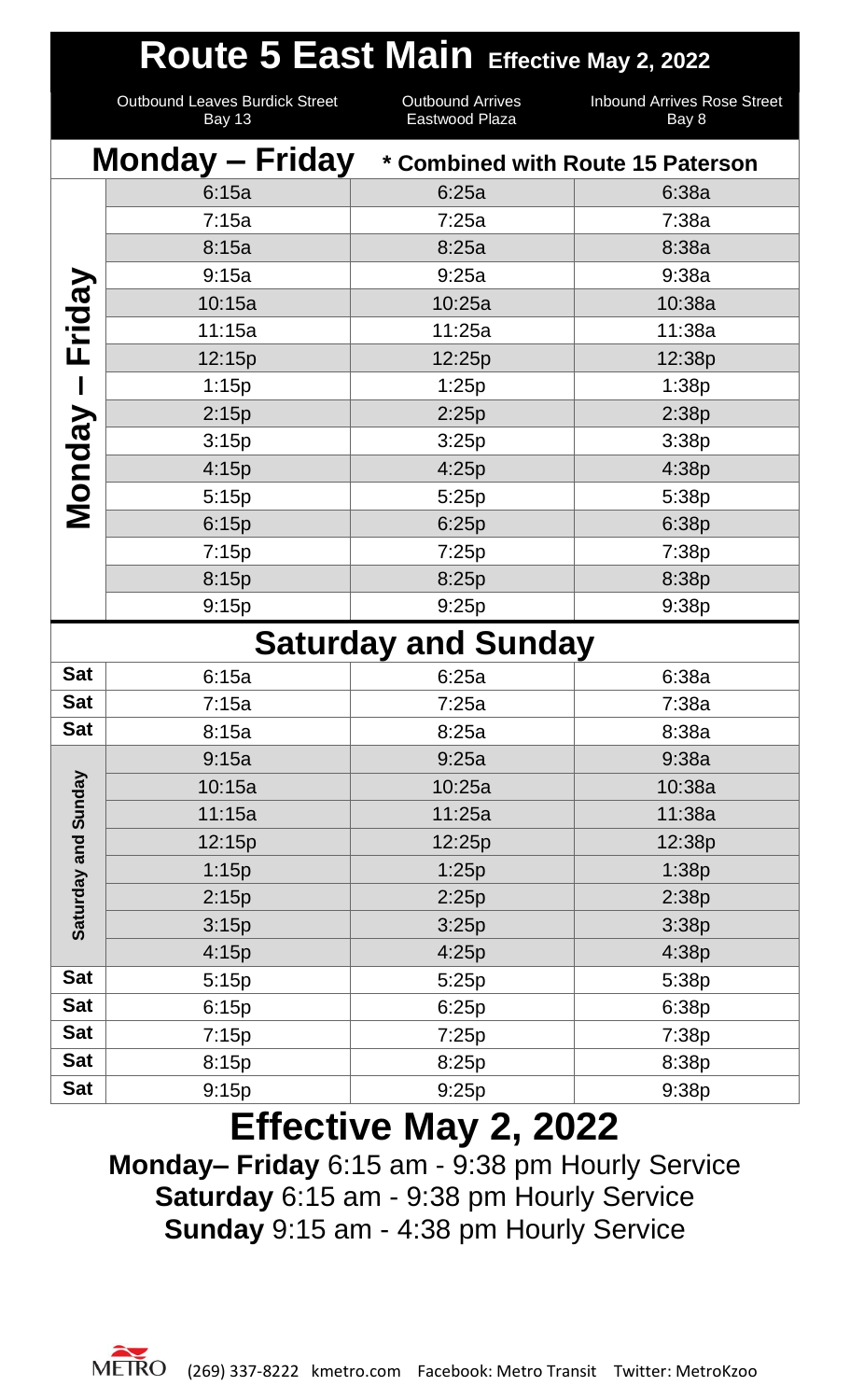# Route 5 East Main Effective May 2, 2022

## Monday – Friday * Combined with Route 15 Paterson

| Day | Outbound Leaves Burdick Street Bay 13 | Outbound Arrives Eastwood Plaza | Inbound Arrives Rose Street Bay 8 |
|---|---|---|---|
| Monday – Friday | 6:15a | 6:25a | 6:38a |
| | 7:15a | 7:25a | 7:38a |
| | 8:15a | 8:25a | 8:38a |
| | 9:15a | 9:25a | 9:38a |
| | 10:15a | 10:25a | 10:38a |
| | 11:15a | 11:25a | 11:38a |
| | 12:15p | 12:25p | 12:38p |
| | 1:15p | 1:25p | 1:38p |
| | 2:15p | 2:25p | 2:38p |
| | 3:15p | 3:25p | 3:38p |
| | 4:15p | 4:25p | 4:38p |
| | 5:15p | 5:25p | 5:38p |
| | 6:15p | 6:25p | 6:38p |
| | 7:15p | 7:25p | 7:38p |
| | 8:15p | 8:25p | 8:38p |
| | 9:15p | 9:25p | 9:38p |

## Saturday and Sunday

| Day | Outbound Leaves Burdick Street Bay 13 | Outbound Arrives Eastwood Plaza | Inbound Arrives Rose Street Bay 8 |
|---|---|---|---|
| Sat | 6:15a | 6:25a | 6:38a |
| Sat | 7:15a | 7:25a | 7:38a |
| Sat | 8:15a | 8:25a | 8:38a |
| Saturday and Sunday | 9:15a | 9:25a | 9:38a |
| | 10:15a | 10:25a | 10:38a |
| | 11:15a | 11:25a | 11:38a |
| | 12:15p | 12:25p | 12:38p |
| | 1:15p | 1:25p | 1:38p |
| | 2:15p | 2:25p | 2:38p |
| | 3:15p | 3:25p | 3:38p |
| | 4:15p | 4:25p | 4:38p |
| Sat | 5:15p | 5:25p | 5:38p |
| Sat | 6:15p | 6:25p | 6:38p |
| Sat | 7:15p | 7:25p | 7:38p |
| Sat | 8:15p | 8:25p | 8:38p |
| Sat | 9:15p | 9:25p | 9:38p |

# Effective May 2, 2022

**Monday– Friday** 6:15 am - 9:38 pm Hourly Service
**Saturday** 6:15 am - 9:38 pm Hourly Service
**Sunday** 9:15 am - 4:38 pm Hourly Service

METRO (269) 337-8222 kmetro.com Facebook: Metro Transit Twitter: MetroKzoo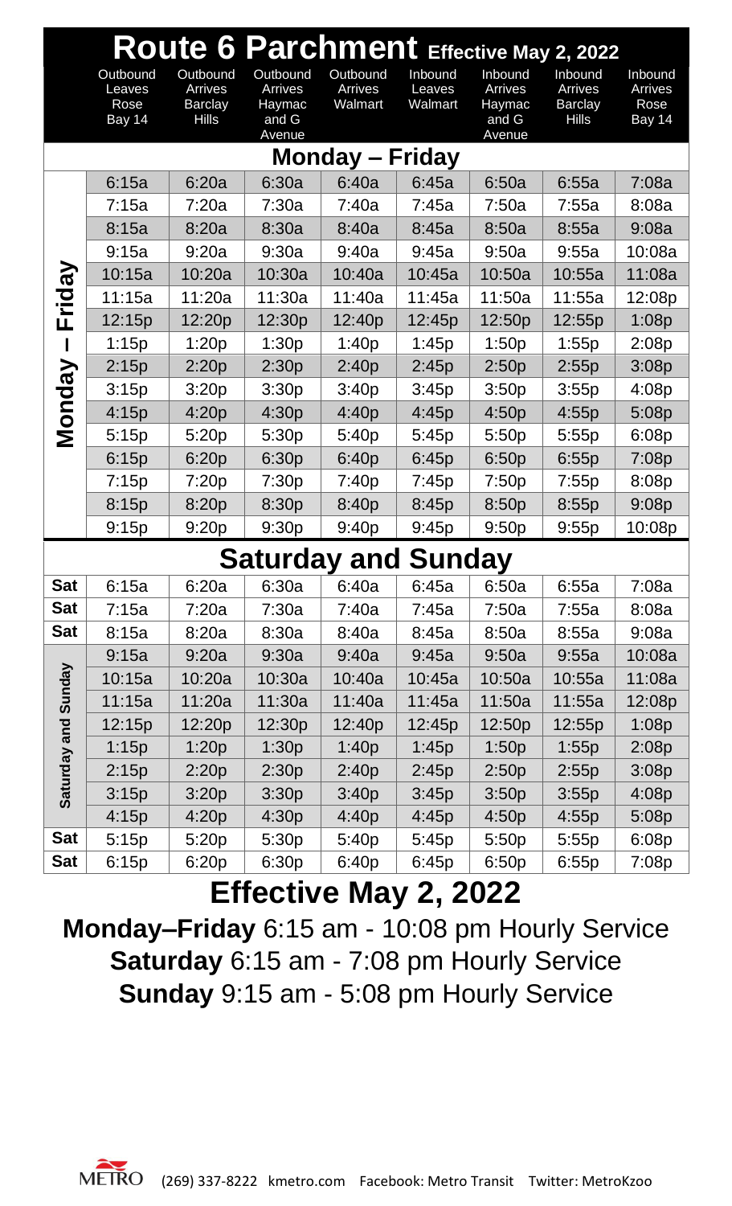# Route 6 Parchment Effective May 2, 2022

| | Outbound Leaves Rose Bay 14 | Outbound Arrives Barclay Hills | Outbound Arrives Haymac and G Avenue | Outbound Arrives Walmart | Inbound Leaves Walmart | Inbound Arrives Haymac and G Avenue | Inbound Arrives Barclay Hills | Inbound Arrives Rose Bay 14 |
|---|---|---|---|---|---|---|---|---|
| **Monday – Friday** | | | | | | | | |
| Monday – Friday | 6:15a | 6:20a | 6:30a | 6:40a | 6:45a | 6:50a | 6:55a | 7:08a |
| | 7:15a | 7:20a | 7:30a | 7:40a | 7:45a | 7:50a | 7:55a | 8:08a |
| | 8:15a | 8:20a | 8:30a | 8:40a | 8:45a | 8:50a | 8:55a | 9:08a |
| | 9:15a | 9:20a | 9:30a | 9:40a | 9:45a | 9:50a | 9:55a | 10:08a |
| | 10:15a | 10:20a | 10:30a | 10:40a | 10:45a | 10:50a | 10:55a | 11:08a |
| | 11:15a | 11:20a | 11:30a | 11:40a | 11:45a | 11:50a | 11:55a | 12:08p |
| | 12:15p | 12:20p | 12:30p | 12:40p | 12:45p | 12:50p | 12:55p | 1:08p |
| | 1:15p | 1:20p | 1:30p | 1:40p | 1:45p | 1:50p | 1:55p | 2:08p |
| | 2:15p | 2:20p | 2:30p | 2:40p | 2:45p | 2:50p | 2:55p | 3:08p |
| | 3:15p | 3:20p | 3:30p | 3:40p | 3:45p | 3:50p | 3:55p | 4:08p |
| | 4:15p | 4:20p | 4:30p | 4:40p | 4:45p | 4:50p | 4:55p | 5:08p |
| | 5:15p | 5:20p | 5:30p | 5:40p | 5:45p | 5:50p | 5:55p | 6:08p |
| | 6:15p | 6:20p | 6:30p | 6:40p | 6:45p | 6:50p | 6:55p | 7:08p |
| | 7:15p | 7:20p | 7:30p | 7:40p | 7:45p | 7:50p | 7:55p | 8:08p |
| | 8:15p | 8:20p | 8:30p | 8:40p | 8:45p | 8:50p | 8:55p | 9:08p |
| | 9:15p | 9:20p | 9:30p | 9:40p | 9:45p | 9:50p | 9:55p | 10:08p |
| **Saturday and Sunday** | | | | | | | | |
| Sat | 6:15a | 6:20a | 6:30a | 6:40a | 6:45a | 6:50a | 6:55a | 7:08a |
| Sat | 7:15a | 7:20a | 7:30a | 7:40a | 7:45a | 7:50a | 7:55a | 8:08a |
| Sat | 8:15a | 8:20a | 8:30a | 8:40a | 8:45a | 8:50a | 8:55a | 9:08a |
| Saturday and Sunday | 9:15a | 9:20a | 9:30a | 9:40a | 9:45a | 9:50a | 9:55a | 10:08a |
| | 10:15a | 10:20a | 10:30a | 10:40a | 10:45a | 10:50a | 10:55a | 11:08a |
| | 11:15a | 11:20a | 11:30a | 11:40a | 11:45a | 11:50a | 11:55a | 12:08p |
| | 12:15p | 12:20p | 12:30p | 12:40p | 12:45p | 12:50p | 12:55p | 1:08p |
| | 1:15p | 1:20p | 1:30p | 1:40p | 1:45p | 1:50p | 1:55p | 2:08p |
| | 2:15p | 2:20p | 2:30p | 2:40p | 2:45p | 2:50p | 2:55p | 3:08p |
| | 3:15p | 3:20p | 3:30p | 3:40p | 3:45p | 3:50p | 3:55p | 4:08p |
| | 4:15p | 4:20p | 4:30p | 4:40p | 4:45p | 4:50p | 4:55p | 5:08p |
| Sat | 5:15p | 5:20p | 5:30p | 5:40p | 5:45p | 5:50p | 5:55p | 6:08p |
| Sat | 6:15p | 6:20p | 6:30p | 6:40p | 6:45p | 6:50p | 6:55p | 7:08p |

## Effective May 2, 2022

**Monday–Friday** 6:15 am - 10:08 pm Hourly Service

**Saturday** 6:15 am - 7:08 pm Hourly Service

**Sunday** 9:15 am - 5:08 pm Hourly Service

METRO (269) 337-8222 kmetro.com Facebook: Metro Transit Twitter: MetroKzoo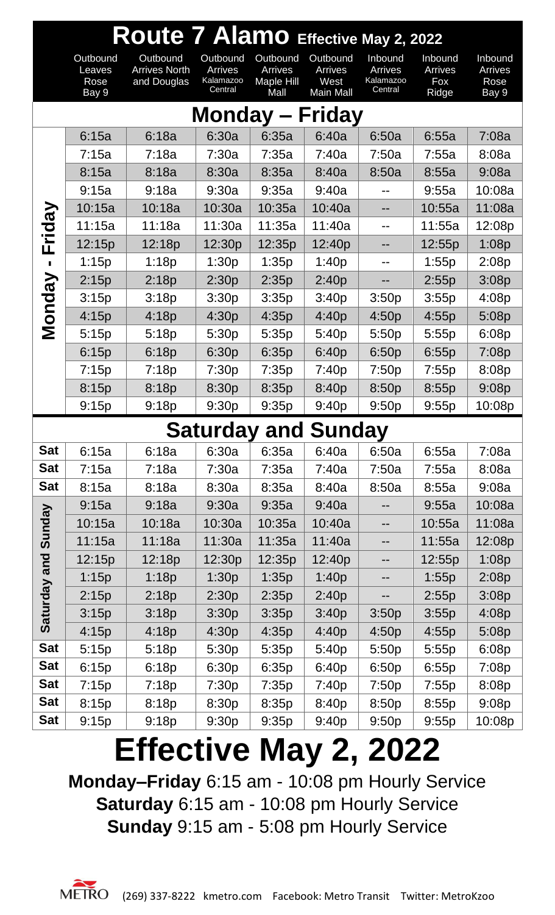# Route 7 Alamo Effective May 2, 2022

| | Outbound Leaves Rose Bay 9 | Outbound Arrives North and Douglas | Outbound Arrives Kalamazoo Central | Outbound Arrives Maple Hill Mall | Outbound Arrives West Main Mall | Inbound Arrives Kalamazoo Central | Inbound Arrives Fox Ridge | Inbound Arrives Rose Bay 9 |
|---|---|---|---|---|---|---|---|---|
| **Monday – Friday** | | | | | | | | |
| Monday - Friday | 6:15a | 6:18a | 6:30a | 6:35a | 6:40a | 6:50a | 6:55a | 7:08a |
| Monday - Friday | 7:15a | 7:18a | 7:30a | 7:35a | 7:40a | 7:50a | 7:55a | 8:08a |
| Monday - Friday | 8:15a | 8:18a | 8:30a | 8:35a | 8:40a | 8:50a | 8:55a | 9:08a |
| Monday - Friday | 9:15a | 9:18a | 9:30a | 9:35a | 9:40a | -- | 9:55a | 10:08a |
| Monday - Friday | 10:15a | 10:18a | 10:30a | 10:35a | 10:40a | -- | 10:55a | 11:08a |
| Monday - Friday | 11:15a | 11:18a | 11:30a | 11:35a | 11:40a | -- | 11:55a | 12:08p |
| Monday - Friday | 12:15p | 12:18p | 12:30p | 12:35p | 12:40p | -- | 12:55p | 1:08p |
| Monday - Friday | 1:15p | 1:18p | 1:30p | 1:35p | 1:40p | -- | 1:55p | 2:08p |
| Monday - Friday | 2:15p | 2:18p | 2:30p | 2:35p | 2:40p | -- | 2:55p | 3:08p |
| Monday - Friday | 3:15p | 3:18p | 3:30p | 3:35p | 3:40p | 3:50p | 3:55p | 4:08p |
| Monday - Friday | 4:15p | 4:18p | 4:30p | 4:35p | 4:40p | 4:50p | 4:55p | 5:08p |
| Monday - Friday | 5:15p | 5:18p | 5:30p | 5:35p | 5:40p | 5:50p | 5:55p | 6:08p |
| Monday - Friday | 6:15p | 6:18p | 6:30p | 6:35p | 6:40p | 6:50p | 6:55p | 7:08p |
| Monday - Friday | 7:15p | 7:18p | 7:30p | 7:35p | 7:40p | 7:50p | 7:55p | 8:08p |
| Monday - Friday | 8:15p | 8:18p | 8:30p | 8:35p | 8:40p | 8:50p | 8:55p | 9:08p |
| Monday - Friday | 9:15p | 9:18p | 9:30p | 9:35p | 9:40p | 9:50p | 9:55p | 10:08p |
| **Saturday and Sunday** | | | | | | | | |
| Sat | 6:15a | 6:18a | 6:30a | 6:35a | 6:40a | 6:50a | 6:55a | 7:08a |
| Sat | 7:15a | 7:18a | 7:30a | 7:35a | 7:40a | 7:50a | 7:55a | 8:08a |
| Sat | 8:15a | 8:18a | 8:30a | 8:35a | 8:40a | 8:50a | 8:55a | 9:08a |
| Saturday and Sunday | 9:15a | 9:18a | 9:30a | 9:35a | 9:40a | -- | 9:55a | 10:08a |
| Saturday and Sunday | 10:15a | 10:18a | 10:30a | 10:35a | 10:40a | -- | 10:55a | 11:08a |
| Saturday and Sunday | 11:15a | 11:18a | 11:30a | 11:35a | 11:40a | -- | 11:55a | 12:08p |
| Saturday and Sunday | 12:15p | 12:18p | 12:30p | 12:35p | 12:40p | -- | 12:55p | 1:08p |
| Saturday and Sunday | 1:15p | 1:18p | 1:30p | 1:35p | 1:40p | -- | 1:55p | 2:08p |
| Saturday and Sunday | 2:15p | 2:18p | 2:30p | 2:35p | 2:40p | -- | 2:55p | 3:08p |
| Saturday and Sunday | 3:15p | 3:18p | 3:30p | 3:35p | 3:40p | 3:50p | 3:55p | 4:08p |
| Saturday and Sunday | 4:15p | 4:18p | 4:30p | 4:35p | 4:40p | 4:50p | 4:55p | 5:08p |
| Sat | 5:15p | 5:18p | 5:30p | 5:35p | 5:40p | 5:50p | 5:55p | 6:08p |
| Sat | 6:15p | 6:18p | 6:30p | 6:35p | 6:40p | 6:50p | 6:55p | 7:08p |
| Sat | 7:15p | 7:18p | 7:30p | 7:35p | 7:40p | 7:50p | 7:55p | 8:08p |
| Sat | 8:15p | 8:18p | 8:30p | 8:35p | 8:40p | 8:50p | 8:55p | 9:08p |
| Sat | 9:15p | 9:18p | 9:30p | 9:35p | 9:40p | 9:50p | 9:55p | 10:08p |

# Effective May 2, 2022

**Monday–Friday** 6:15 am - 10:08 pm Hourly Service
**Saturday** 6:15 am - 10:08 pm Hourly Service
**Sunday** 9:15 am - 5:08 pm Hourly Service

METRO (269) 337-8222 kmetro.com Facebook: Metro Transit Twitter: MetroKzoo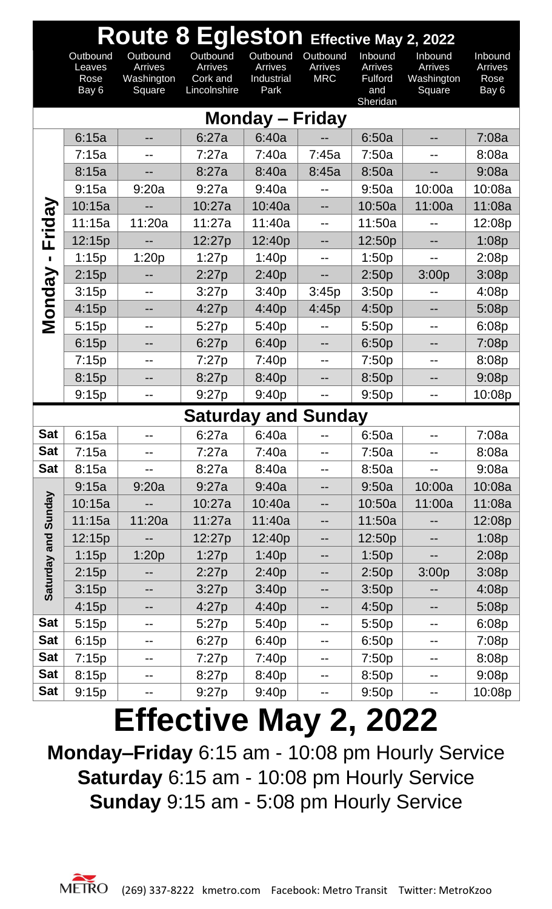# Route 8 Egleston Effective May 2, 2022

| | Outbound Leaves Rose Bay 6 | Outbound Arrives Washington Square | Outbound Arrives Cork and Lincolnshire | Outbound Arrives Industrial Park | Outbound Arrives MRC | Inbound Arrives Fulford and Sheridan | Inbound Arrives Washington Square | Inbound Arrives Rose Bay 6 |
|---|---|---|---|---|---|---|---|---|
| **Monday – Friday** | | | | | | | | |
| Monday - Friday | 6:15a | -- | 6:27a | 6:40a | -- | 6:50a | -- | 7:08a |
| Monday - Friday | 7:15a | -- | 7:27a | 7:40a | 7:45a | 7:50a | -- | 8:08a |
| Monday - Friday | 8:15a | -- | 8:27a | 8:40a | 8:45a | 8:50a | -- | 9:08a |
| Monday - Friday | 9:15a | 9:20a | 9:27a | 9:40a | -- | 9:50a | 10:00a | 10:08a |
| Monday - Friday | 10:15a | -- | 10:27a | 10:40a | -- | 10:50a | 11:00a | 11:08a |
| Monday - Friday | 11:15a | 11:20a | 11:27a | 11:40a | -- | 11:50a | -- | 12:08p |
| Monday - Friday | 12:15p | -- | 12:27p | 12:40p | -- | 12:50p | -- | 1:08p |
| Monday - Friday | 1:15p | 1:20p | 1:27p | 1:40p | -- | 1:50p | -- | 2:08p |
| Monday - Friday | 2:15p | -- | 2:27p | 2:40p | -- | 2:50p | 3:00p | 3:08p |
| Monday - Friday | 3:15p | -- | 3:27p | 3:40p | 3:45p | 3:50p | -- | 4:08p |
| Monday - Friday | 4:15p | -- | 4:27p | 4:40p | 4:45p | 4:50p | -- | 5:08p |
| Monday - Friday | 5:15p | -- | 5:27p | 5:40p | -- | 5:50p | -- | 6:08p |
| Monday - Friday | 6:15p | -- | 6:27p | 6:40p | -- | 6:50p | -- | 7:08p |
| Monday - Friday | 7:15p | -- | 7:27p | 7:40p | -- | 7:50p | -- | 8:08p |
| Monday - Friday | 8:15p | -- | 8:27p | 8:40p | -- | 8:50p | -- | 9:08p |
| Monday - Friday | 9:15p | -- | 9:27p | 9:40p | -- | 9:50p | -- | 10:08p |
| **Saturday and Sunday** | | | | | | | | |
| Sat | 6:15a | -- | 6:27a | 6:40a | -- | 6:50a | -- | 7:08a |
| Sat | 7:15a | -- | 7:27a | 7:40a | -- | 7:50a | -- | 8:08a |
| Sat | 8:15a | -- | 8:27a | 8:40a | -- | 8:50a | -- | 9:08a |
| Saturday and Sunday | 9:15a | 9:20a | 9:27a | 9:40a | -- | 9:50a | 10:00a | 10:08a |
| Saturday and Sunday | 10:15a | -- | 10:27a | 10:40a | -- | 10:50a | 11:00a | 11:08a |
| Saturday and Sunday | 11:15a | 11:20a | 11:27a | 11:40a | -- | 11:50a | -- | 12:08p |
| Saturday and Sunday | 12:15p | -- | 12:27p | 12:40p | -- | 12:50p | -- | 1:08p |
| Saturday and Sunday | 1:15p | 1:20p | 1:27p | 1:40p | -- | 1:50p | -- | 2:08p |
| Saturday and Sunday | 2:15p | -- | 2:27p | 2:40p | -- | 2:50p | 3:00p | 3:08p |
| Saturday and Sunday | 3:15p | -- | 3:27p | 3:40p | -- | 3:50p | -- | 4:08p |
| Saturday and Sunday | 4:15p | -- | 4:27p | 4:40p | -- | 4:50p | -- | 5:08p |
| Sat | 5:15p | -- | 5:27p | 5:40p | -- | 5:50p | -- | 6:08p |
| Sat | 6:15p | -- | 6:27p | 6:40p | -- | 6:50p | -- | 7:08p |
| Sat | 7:15p | -- | 7:27p | 7:40p | -- | 7:50p | -- | 8:08p |
| Sat | 8:15p | -- | 8:27p | 8:40p | -- | 8:50p | -- | 9:08p |
| Sat | 9:15p | -- | 9:27p | 9:40p | -- | 9:50p | -- | 10:08p |

# Effective May 2, 2022

**Monday–Friday** 6:15 am - 10:08 pm Hourly Service

**Saturday** 6:15 am - 10:08 pm Hourly Service

**Sunday** 9:15 am - 5:08 pm Hourly Service

METRO (269) 337-8222 kmetro.com Facebook: Metro Transit Twitter: MetroKzoo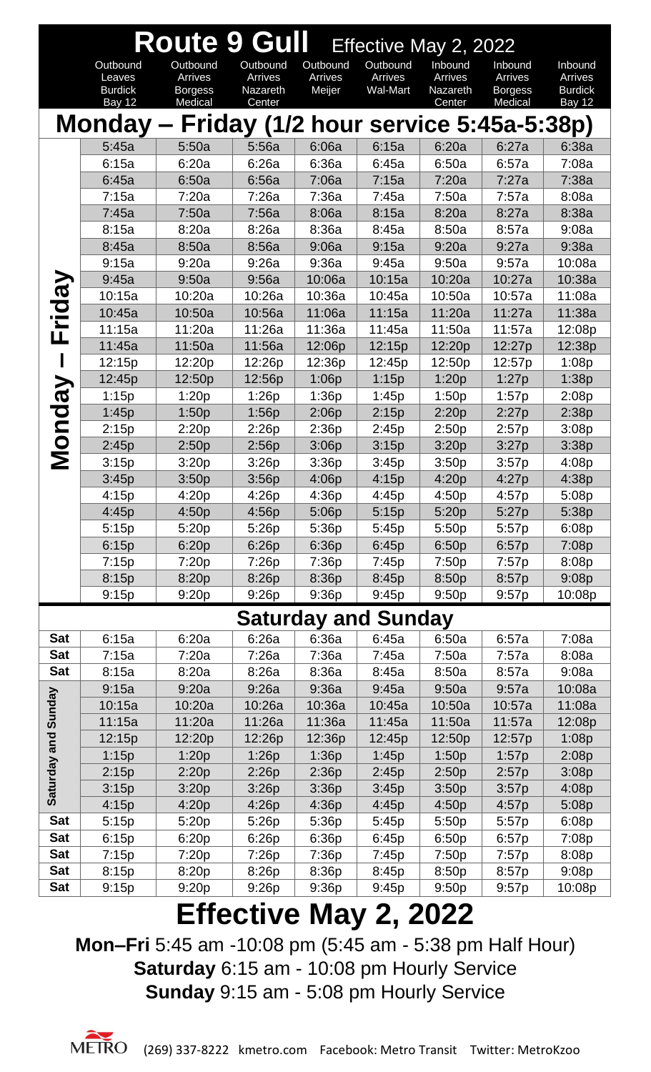# Route 9 Gull Effective May 2, 2022

| | Outbound Leaves Burdick Bay 12 | Outbound Arrives Borgess Medical | Outbound Arrives Nazareth Center | Outbound Arrives Meijer | Outbound Arrives Wal-Mart | Inbound Arrives Nazareth Center | Inbound Arrives Borgess Medical | Inbound Arrives Burdick Bay 12 |
|---|---|---|---|---|---|---|---|---|
| **Monday – Friday (1/2 hour service 5:45a-5:38p)** | | | | | | | | |
| Monday – Friday | 5:45a | 5:50a | 5:56a | 6:06a | 6:15a | 6:20a | 6:27a | 6:38a |
| | 6:15a | 6:20a | 6:26a | 6:36a | 6:45a | 6:50a | 6:57a | 7:08a |
| | 6:45a | 6:50a | 6:56a | 7:06a | 7:15a | 7:20a | 7:27a | 7:38a |
| | 7:15a | 7:20a | 7:26a | 7:36a | 7:45a | 7:50a | 7:57a | 8:08a |
| | 7:45a | 7:50a | 7:56a | 8:06a | 8:15a | 8:20a | 8:27a | 8:38a |
| | 8:15a | 8:20a | 8:26a | 8:36a | 8:45a | 8:50a | 8:57a | 9:08a |
| | 8:45a | 8:50a | 8:56a | 9:06a | 9:15a | 9:20a | 9:27a | 9:38a |
| | 9:15a | 9:20a | 9:26a | 9:36a | 9:45a | 9:50a | 9:57a | 10:08a |
| | 9:45a | 9:50a | 9:56a | 10:06a | 10:15a | 10:20a | 10:27a | 10:38a |
| | 10:15a | 10:20a | 10:26a | 10:36a | 10:45a | 10:50a | 10:57a | 11:08a |
| | 10:45a | 10:50a | 10:56a | 11:06a | 11:15a | 11:20a | 11:27a | 11:38a |
| | 11:15a | 11:20a | 11:26a | 11:36a | 11:45a | 11:50a | 11:57a | 12:08p |
| | 11:45a | 11:50a | 11:56a | 12:06p | 12:15p | 12:20p | 12:27p | 12:38p |
| | 12:15p | 12:20p | 12:26p | 12:36p | 12:45p | 12:50p | 12:57p | 1:08p |
| | 12:45p | 12:50p | 12:56p | 1:06p | 1:15p | 1:20p | 1:27p | 1:38p |
| | 1:15p | 1:20p | 1:26p | 1:36p | 1:45p | 1:50p | 1:57p | 2:08p |
| | 1:45p | 1:50p | 1:56p | 2:06p | 2:15p | 2:20p | 2:27p | 2:38p |
| | 2:15p | 2:20p | 2:26p | 2:36p | 2:45p | 2:50p | 2:57p | 3:08p |
| | 2:45p | 2:50p | 2:56p | 3:06p | 3:15p | 3:20p | 3:27p | 3:38p |
| | 3:15p | 3:20p | 3:26p | 3:36p | 3:45p | 3:50p | 3:57p | 4:08p |
| | 3:45p | 3:50p | 3:56p | 4:06p | 4:15p | 4:20p | 4:27p | 4:38p |
| | 4:15p | 4:20p | 4:26p | 4:36p | 4:45p | 4:50p | 4:57p | 5:08p |
| | 4:45p | 4:50p | 4:56p | 5:06p | 5:15p | 5:20p | 5:27p | 5:38p |
| | 5:15p | 5:20p | 5:26p | 5:36p | 5:45p | 5:50p | 5:57p | 6:08p |
| | 6:15p | 6:20p | 6:26p | 6:36p | 6:45p | 6:50p | 6:57p | 7:08p |
| | 7:15p | 7:20p | 7:26p | 7:36p | 7:45p | 7:50p | 7:57p | 8:08p |
| | 8:15p | 8:20p | 8:26p | 8:36p | 8:45p | 8:50p | 8:57p | 9:08p |
| | 9:15p | 9:20p | 9:26p | 9:36p | 9:45p | 9:50p | 9:57p | 10:08p |
| **Saturday and Sunday** | | | | | | | | |
| Sat | 6:15a | 6:20a | 6:26a | 6:36a | 6:45a | 6:50a | 6:57a | 7:08a |
| Sat | 7:15a | 7:20a | 7:26a | 7:36a | 7:45a | 7:50a | 7:57a | 8:08a |
| Sat | 8:15a | 8:20a | 8:26a | 8:36a | 8:45a | 8:50a | 8:57a | 9:08a |
| Saturday and Sunday | 9:15a | 9:20a | 9:26a | 9:36a | 9:45a | 9:50a | 9:57a | 10:08a |
| | 10:15a | 10:20a | 10:26a | 10:36a | 10:45a | 10:50a | 10:57a | 11:08a |
| | 11:15a | 11:20a | 11:26a | 11:36a | 11:45a | 11:50a | 11:57a | 12:08p |
| | 12:15p | 12:20p | 12:26p | 12:36p | 12:45p | 12:50p | 12:57p | 1:08p |
| | 1:15p | 1:20p | 1:26p | 1:36p | 1:45p | 1:50p | 1:57p | 2:08p |
| | 2:15p | 2:20p | 2:26p | 2:36p | 2:45p | 2:50p | 2:57p | 3:08p |
| | 3:15p | 3:20p | 3:26p | 3:36p | 3:45p | 3:50p | 3:57p | 4:08p |
| | 4:15p | 4:20p | 4:26p | 4:36p | 4:45p | 4:50p | 4:57p | 5:08p |
| Sat | 5:15p | 5:20p | 5:26p | 5:36p | 5:45p | 5:50p | 5:57p | 6:08p |
| Sat | 6:15p | 6:20p | 6:26p | 6:36p | 6:45p | 6:50p | 6:57p | 7:08p |
| Sat | 7:15p | 7:20p | 7:26p | 7:36p | 7:45p | 7:50p | 7:57p | 8:08p |
| Sat | 8:15p | 8:20p | 8:26p | 8:36p | 8:45p | 8:50p | 8:57p | 9:08p |
| Sat | 9:15p | 9:20p | 9:26p | 9:36p | 9:45p | 9:50p | 9:57p | 10:08p |

# Effective May 2, 2022

**Mon–Fri** 5:45 am -10:08 pm (5:45 am - 5:38 pm Half Hour)

**Saturday** 6:15 am - 10:08 pm Hourly Service

**Sunday** 9:15 am - 5:08 pm Hourly Service

METRO (269) 337-8222 kmetro.com Facebook: Metro Transit Twitter: MetroKzoo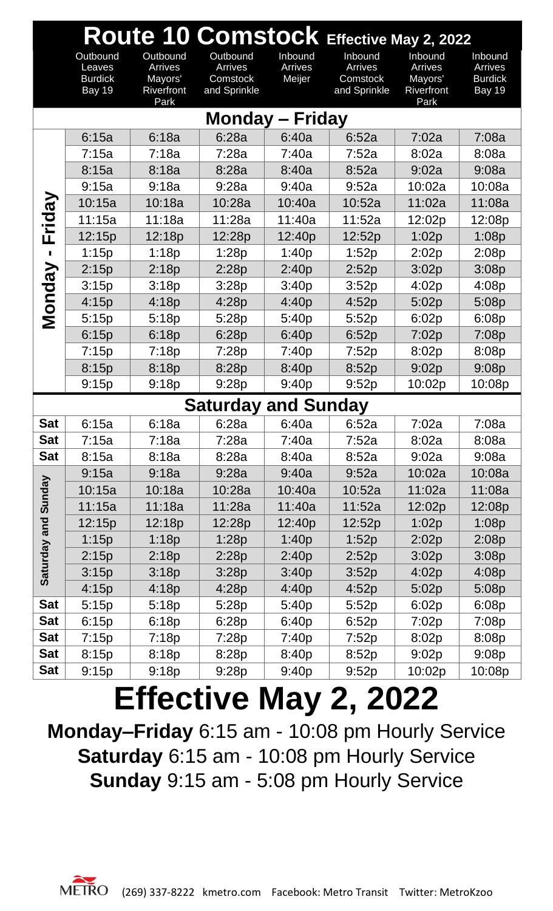# Route 10 Comstock Effective May 2, 2022

| | Outbound Leaves Burdick Bay 19 | Outbound Arrives Mayors' Riverfront Park | Outbound Arrives Comstock and Sprinkle | Inbound Arrives Meijer | Inbound Arrives Comstock and Sprinkle | Inbound Arrives Mayors' Riverfront Park | Inbound Arrives Burdick Bay 19 |
|---|---|---|---|---|---|---|---|
| **Monday – Friday** | | | | | | | |
| Monday - Friday | 6:15a | 6:18a | 6:28a | 6:40a | 6:52a | 7:02a | 7:08a |
| | 7:15a | 7:18a | 7:28a | 7:40a | 7:52a | 8:02a | 8:08a |
| | 8:15a | 8:18a | 8:28a | 8:40a | 8:52a | 9:02a | 9:08a |
| | 9:15a | 9:18a | 9:28a | 9:40a | 9:52a | 10:02a | 10:08a |
| | 10:15a | 10:18a | 10:28a | 10:40a | 10:52a | 11:02a | 11:08a |
| | 11:15a | 11:18a | 11:28a | 11:40a | 11:52a | 12:02p | 12:08p |
| | 12:15p | 12:18p | 12:28p | 12:40p | 12:52p | 1:02p | 1:08p |
| | 1:15p | 1:18p | 1:28p | 1:40p | 1:52p | 2:02p | 2:08p |
| | 2:15p | 2:18p | 2:28p | 2:40p | 2:52p | 3:02p | 3:08p |
| | 3:15p | 3:18p | 3:28p | 3:40p | 3:52p | 4:02p | 4:08p |
| | 4:15p | 4:18p | 4:28p | 4:40p | 4:52p | 5:02p | 5:08p |
| | 5:15p | 5:18p | 5:28p | 5:40p | 5:52p | 6:02p | 6:08p |
| | 6:15p | 6:18p | 6:28p | 6:40p | 6:52p | 7:02p | 7:08p |
| | 7:15p | 7:18p | 7:28p | 7:40p | 7:52p | 8:02p | 8:08p |
| | 8:15p | 8:18p | 8:28p | 8:40p | 8:52p | 9:02p | 9:08p |
| | 9:15p | 9:18p | 9:28p | 9:40p | 9:52p | 10:02p | 10:08p |
| **Saturday and Sunday** | | | | | | | |
| Sat | 6:15a | 6:18a | 6:28a | 6:40a | 6:52a | 7:02a | 7:08a |
| Sat | 7:15a | 7:18a | 7:28a | 7:40a | 7:52a | 8:02a | 8:08a |
| Sat | 8:15a | 8:18a | 8:28a | 8:40a | 8:52a | 9:02a | 9:08a |
| Saturday and Sunday | 9:15a | 9:18a | 9:28a | 9:40a | 9:52a | 10:02a | 10:08a |
| | 10:15a | 10:18a | 10:28a | 10:40a | 10:52a | 11:02a | 11:08a |
| | 11:15a | 11:18a | 11:28a | 11:40a | 11:52a | 12:02p | 12:08p |
| | 12:15p | 12:18p | 12:28p | 12:40p | 12:52p | 1:02p | 1:08p |
| | 1:15p | 1:18p | 1:28p | 1:40p | 1:52p | 2:02p | 2:08p |
| | 2:15p | 2:18p | 2:28p | 2:40p | 2:52p | 3:02p | 3:08p |
| | 3:15p | 3:18p | 3:28p | 3:40p | 3:52p | 4:02p | 4:08p |
| | 4:15p | 4:18p | 4:28p | 4:40p | 4:52p | 5:02p | 5:08p |
| Sat | 5:15p | 5:18p | 5:28p | 5:40p | 5:52p | 6:02p | 6:08p |
| Sat | 6:15p | 6:18p | 6:28p | 6:40p | 6:52p | 7:02p | 7:08p |
| Sat | 7:15p | 7:18p | 7:28p | 7:40p | 7:52p | 8:02p | 8:08p |
| Sat | 8:15p | 8:18p | 8:28p | 8:40p | 8:52p | 9:02p | 9:08p |
| Sat | 9:15p | 9:18p | 9:28p | 9:40p | 9:52p | 10:02p | 10:08p |

# Effective May 2, 2022

**Monday–Friday** 6:15 am - 10:08 pm Hourly Service

**Saturday** 6:15 am - 10:08 pm Hourly Service

**Sunday** 9:15 am - 5:08 pm Hourly Service

METRO (269) 337-8222 kmetro.com Facebook: Metro Transit Twitter: MetroKzoo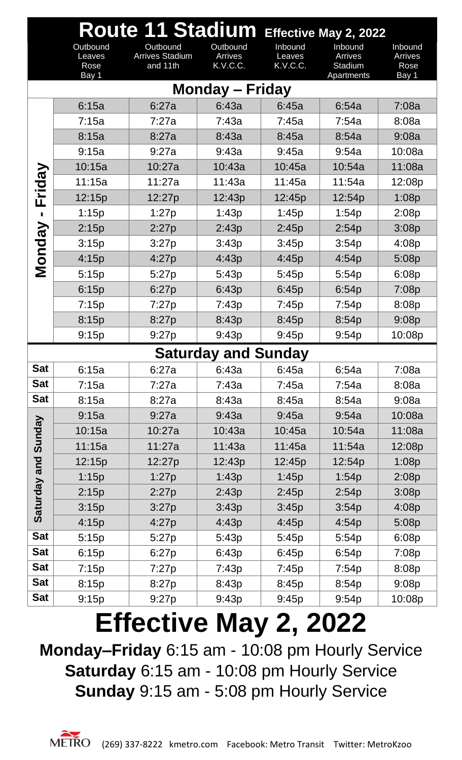# Route 11 Stadium Effective May 2, 2022

| | Outbound Leaves Rose Bay 1 | Outbound Arrives Stadium and 11th | Outbound Arrives K.V.C.C. | Inbound Leaves K.V.C.C. | Inbound Arrives Stadium Apartments | Inbound Arrives Rose Bay 1 |
|---|---|---|---|---|---|---|
| **Monday – Friday** | | | | | | |
| Monday - Friday | 6:15a | 6:27a | 6:43a | 6:45a | 6:54a | 7:08a |
| Monday - Friday | 7:15a | 7:27a | 7:43a | 7:45a | 7:54a | 8:08a |
| Monday - Friday | 8:15a | 8:27a | 8:43a | 8:45a | 8:54a | 9:08a |
| Monday - Friday | 9:15a | 9:27a | 9:43a | 9:45a | 9:54a | 10:08a |
| Monday - Friday | 10:15a | 10:27a | 10:43a | 10:45a | 10:54a | 11:08a |
| Monday - Friday | 11:15a | 11:27a | 11:43a | 11:45a | 11:54a | 12:08p |
| Monday - Friday | 12:15p | 12:27p | 12:43p | 12:45p | 12:54p | 1:08p |
| Monday - Friday | 1:15p | 1:27p | 1:43p | 1:45p | 1:54p | 2:08p |
| Monday - Friday | 2:15p | 2:27p | 2:43p | 2:45p | 2:54p | 3:08p |
| Monday - Friday | 3:15p | 3:27p | 3:43p | 3:45p | 3:54p | 4:08p |
| Monday - Friday | 4:15p | 4:27p | 4:43p | 4:45p | 4:54p | 5:08p |
| Monday - Friday | 5:15p | 5:27p | 5:43p | 5:45p | 5:54p | 6:08p |
| Monday - Friday | 6:15p | 6:27p | 6:43p | 6:45p | 6:54p | 7:08p |
| Monday - Friday | 7:15p | 7:27p | 7:43p | 7:45p | 7:54p | 8:08p |
| Monday - Friday | 8:15p | 8:27p | 8:43p | 8:45p | 8:54p | 9:08p |
| Monday - Friday | 9:15p | 9:27p | 9:43p | 9:45p | 9:54p | 10:08p |
| **Saturday and Sunday** | | | | | | |
| Sat | 6:15a | 6:27a | 6:43a | 6:45a | 6:54a | 7:08a |
| Sat | 7:15a | 7:27a | 7:43a | 7:45a | 7:54a | 8:08a |
| Sat | 8:15a | 8:27a | 8:43a | 8:45a | 8:54a | 9:08a |
| Saturday and Sunday | 9:15a | 9:27a | 9:43a | 9:45a | 9:54a | 10:08a |
| Saturday and Sunday | 10:15a | 10:27a | 10:43a | 10:45a | 10:54a | 11:08a |
| Saturday and Sunday | 11:15a | 11:27a | 11:43a | 11:45a | 11:54a | 12:08p |
| Saturday and Sunday | 12:15p | 12:27p | 12:43p | 12:45p | 12:54p | 1:08p |
| Saturday and Sunday | 1:15p | 1:27p | 1:43p | 1:45p | 1:54p | 2:08p |
| Saturday and Sunday | 2:15p | 2:27p | 2:43p | 2:45p | 2:54p | 3:08p |
| Saturday and Sunday | 3:15p | 3:27p | 3:43p | 3:45p | 3:54p | 4:08p |
| Saturday and Sunday | 4:15p | 4:27p | 4:43p | 4:45p | 4:54p | 5:08p |
| Sat | 5:15p | 5:27p | 5:43p | 5:45p | 5:54p | 6:08p |
| Sat | 6:15p | 6:27p | 6:43p | 6:45p | 6:54p | 7:08p |
| Sat | 7:15p | 7:27p | 7:43p | 7:45p | 7:54p | 8:08p |
| Sat | 8:15p | 8:27p | 8:43p | 8:45p | 8:54p | 9:08p |
| Sat | 9:15p | 9:27p | 9:43p | 9:45p | 9:54p | 10:08p |

# Effective May 2, 2022

**Monday–Friday** 6:15 am - 10:08 pm Hourly Service

**Saturday** 6:15 am - 10:08 pm Hourly Service

**Sunday** 9:15 am - 5:08 pm Hourly Service

METRO (269) 337-8222 kmetro.com Facebook: Metro Transit Twitter: MetroKzoo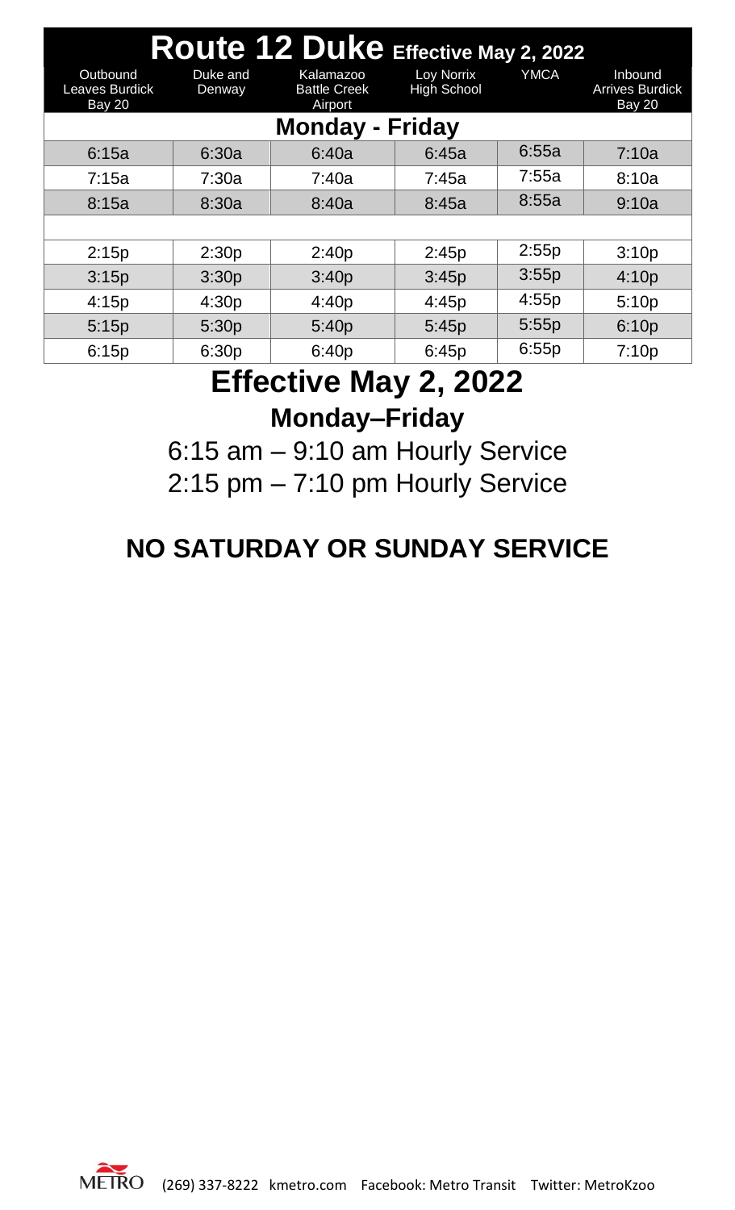# Route 12 Duke Effective May 2, 2022

| Outbound Leaves Burdick Bay 20 | Duke and Denway | Kalamazoo Battle Creek Airport | Loy Norrix High School | YMCA | Inbound Arrives Burdick Bay 20 |
|---|---|---|---|---|---|
| **Monday - Friday** | | | | | |
| 6:15a | 6:30a | 6:40a | 6:45a | 6:55a | 7:10a |
| 7:15a | 7:30a | 7:40a | 7:45a | 7:55a | 8:10a |
| 8:15a | 8:30a | 8:40a | 8:45a | 8:55a | 9:10a |
| | | | | | |
| 2:15p | 2:30p | 2:40p | 2:45p | 2:55p | 3:10p |
| 3:15p | 3:30p | 3:40p | 3:45p | 3:55p | 4:10p |
| 4:15p | 4:30p | 4:40p | 4:45p | 4:55p | 5:10p |
| 5:15p | 5:30p | 5:40p | 5:45p | 5:55p | 6:10p |
| 6:15p | 6:30p | 6:40p | 6:45p | 6:55p | 7:10p |

## Effective May 2, 2022

### Monday–Friday

6:15 am – 9:10 am Hourly Service

2:15 pm – 7:10 pm Hourly Service

## NO SATURDAY OR SUNDAY SERVICE

METRO (269) 337-8222 kmetro.com Facebook: Metro Transit Twitter: MetroKzoo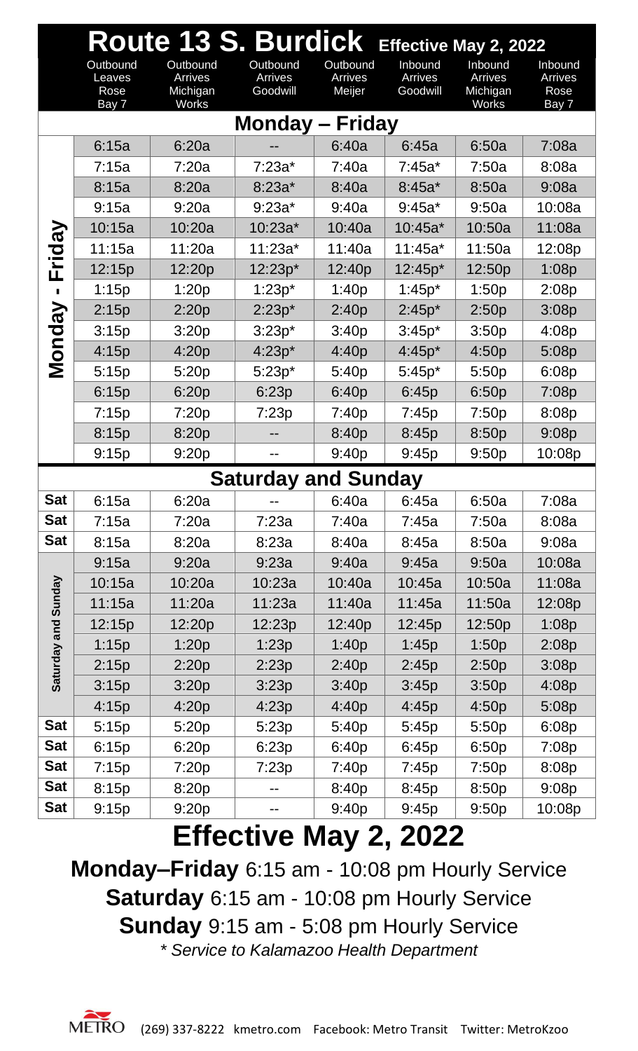# Route 13 S. Burdick

**Effective May 2, 2022**

| | Outbound Leaves Rose Bay 7 | Outbound Arrives Michigan Works | Outbound Arrives Goodwill | Outbound Arrives Meijer | Inbound Arrives Goodwill | Inbound Arrives Michigan Works | Inbound Arrives Rose Bay 7 |
|---|---|---|---|---|---|---|---|
| **Monday – Friday** | | | | | | | |
| Monday - Friday | 6:15a | 6:20a | -- | 6:40a | 6:45a | 6:50a | 7:08a |
| Monday - Friday | 7:15a | 7:20a | 7:23a* | 7:40a | 7:45a* | 7:50a | 8:08a |
| Monday - Friday | 8:15a | 8:20a | 8:23a* | 8:40a | 8:45a* | 8:50a | 9:08a |
| Monday - Friday | 9:15a | 9:20a | 9:23a* | 9:40a | 9:45a* | 9:50a | 10:08a |
| Monday - Friday | 10:15a | 10:20a | 10:23a* | 10:40a | 10:45a* | 10:50a | 11:08a |
| Monday - Friday | 11:15a | 11:20a | 11:23a* | 11:40a | 11:45a* | 11:50a | 12:08p |
| Monday - Friday | 12:15p | 12:20p | 12:23p* | 12:40p | 12:45p* | 12:50p | 1:08p |
| Monday - Friday | 1:15p | 1:20p | 1:23p* | 1:40p | 1:45p* | 1:50p | 2:08p |
| Monday - Friday | 2:15p | 2:20p | 2:23p* | 2:40p | 2:45p* | 2:50p | 3:08p |
| Monday - Friday | 3:15p | 3:20p | 3:23p* | 3:40p | 3:45p* | 3:50p | 4:08p |
| Monday - Friday | 4:15p | 4:20p | 4:23p* | 4:40p | 4:45p* | 4:50p | 5:08p |
| Monday - Friday | 5:15p | 5:20p | 5:23p* | 5:40p | 5:45p* | 5:50p | 6:08p |
| Monday - Friday | 6:15p | 6:20p | 6:23p | 6:40p | 6:45p | 6:50p | 7:08p |
| Monday - Friday | 7:15p | 7:20p | 7:23p | 7:40p | 7:45p | 7:50p | 8:08p |
| Monday - Friday | 8:15p | 8:20p | -- | 8:40p | 8:45p | 8:50p | 9:08p |
| Monday - Friday | 9:15p | 9:20p | -- | 9:40p | 9:45p | 9:50p | 10:08p |
| **Saturday and Sunday** | | | | | | | |
| Sat | 6:15a | 6:20a | -- | 6:40a | 6:45a | 6:50a | 7:08a |
| Sat | 7:15a | 7:20a | 7:23a | 7:40a | 7:45a | 7:50a | 8:08a |
| Sat | 8:15a | 8:20a | 8:23a | 8:40a | 8:45a | 8:50a | 9:08a |
| Saturday and Sunday | 9:15a | 9:20a | 9:23a | 9:40a | 9:45a | 9:50a | 10:08a |
| Saturday and Sunday | 10:15a | 10:20a | 10:23a | 10:40a | 10:45a | 10:50a | 11:08a |
| Saturday and Sunday | 11:15a | 11:20a | 11:23a | 11:40a | 11:45a | 11:50a | 12:08p |
| Saturday and Sunday | 12:15p | 12:20p | 12:23p | 12:40p | 12:45p | 12:50p | 1:08p |
| Saturday and Sunday | 1:15p | 1:20p | 1:23p | 1:40p | 1:45p | 1:50p | 2:08p |
| Saturday and Sunday | 2:15p | 2:20p | 2:23p | 2:40p | 2:45p | 2:50p | 3:08p |
| Saturday and Sunday | 3:15p | 3:20p | 3:23p | 3:40p | 3:45p | 3:50p | 4:08p |
| Saturday and Sunday | 4:15p | 4:20p | 4:23p | 4:40p | 4:45p | 4:50p | 5:08p |
| Sat | 5:15p | 5:20p | 5:23p | 5:40p | 5:45p | 5:50p | 6:08p |
| Sat | 6:15p | 6:20p | 6:23p | 6:40p | 6:45p | 6:50p | 7:08p |
| Sat | 7:15p | 7:20p | 7:23p | 7:40p | 7:45p | 7:50p | 8:08p |
| Sat | 8:15p | 8:20p | -- | 8:40p | 8:45p | 8:50p | 9:08p |
| Sat | 9:15p | 9:20p | -- | 9:40p | 9:45p | 9:50p | 10:08p |

# Effective May 2, 2022

**Monday–Friday** 6:15 am - 10:08 pm Hourly Service

**Saturday** 6:15 am - 10:08 pm Hourly Service

**Sunday** 9:15 am - 5:08 pm Hourly Service

*\* Service to Kalamazoo Health Department*

METRO (269) 337-8222 kmetro.com Facebook: Metro Transit Twitter: MetroKzoo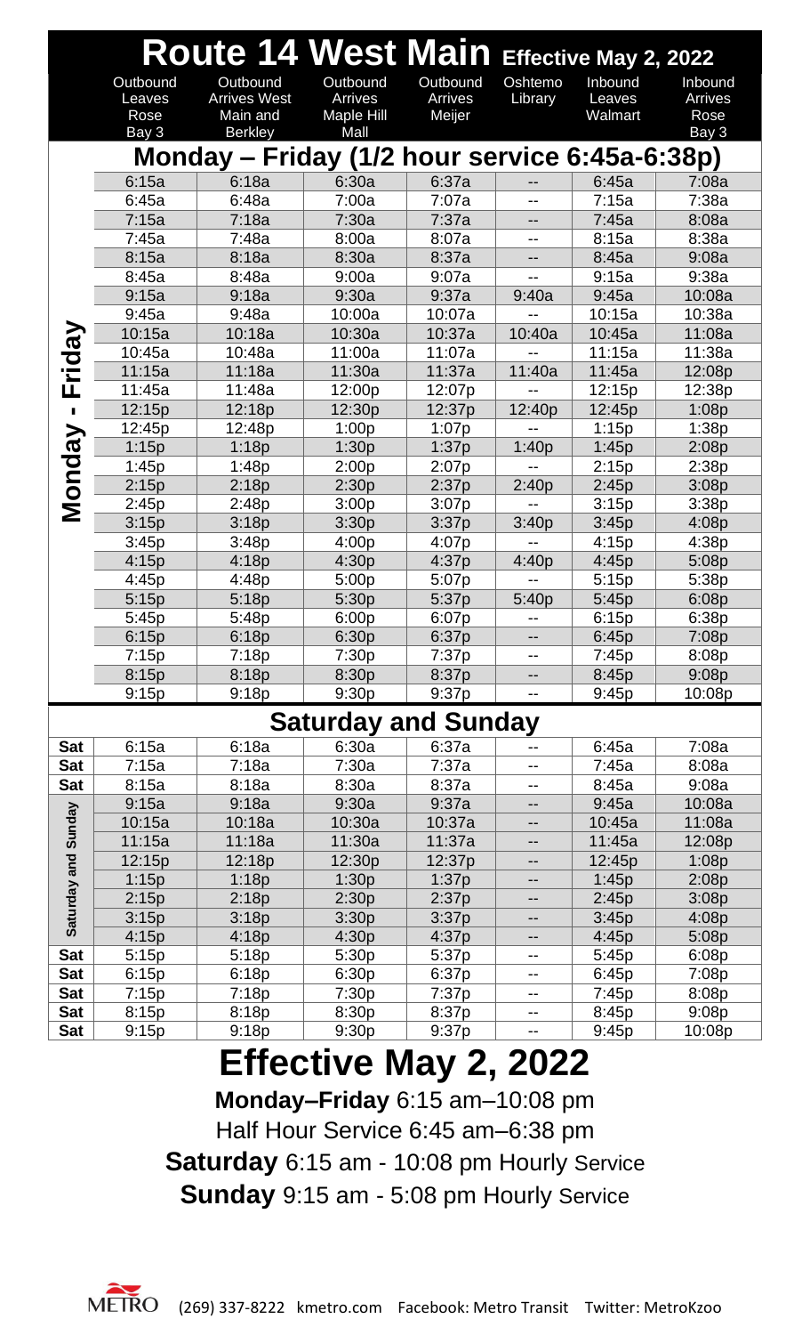# Route 14 West Main Effective May 2, 2022

| | Outbound Leaves Rose Bay 3 | Outbound Arrives West Main and Berkley | Outbound Arrives Maple Hill Mall | Outbound Arrives Meijer | Oshtemo Library | Inbound Leaves Walmart | Inbound Arrives Rose Bay 3 |
|---|---|---|---|---|---|---|---|
| **Monday – Friday (1/2 hour service 6:45a-6:38p)** | | | | | | | |
| Monday - Friday | 6:15a | 6:18a | 6:30a | 6:37a | -- | 6:45a | 7:08a |
| Monday - Friday | 6:45a | 6:48a | 7:00a | 7:07a | -- | 7:15a | 7:38a |
| Monday - Friday | 7:15a | 7:18a | 7:30a | 7:37a | -- | 7:45a | 8:08a |
| Monday - Friday | 7:45a | 7:48a | 8:00a | 8:07a | -- | 8:15a | 8:38a |
| Monday - Friday | 8:15a | 8:18a | 8:30a | 8:37a | -- | 8:45a | 9:08a |
| Monday - Friday | 8:45a | 8:48a | 9:00a | 9:07a | -- | 9:15a | 9:38a |
| Monday - Friday | 9:15a | 9:18a | 9:30a | 9:37a | 9:40a | 9:45a | 10:08a |
| Monday - Friday | 9:45a | 9:48a | 10:00a | 10:07a | -- | 10:15a | 10:38a |
| Monday - Friday | 10:15a | 10:18a | 10:30a | 10:37a | 10:40a | 10:45a | 11:08a |
| Monday - Friday | 10:45a | 10:48a | 11:00a | 11:07a | -- | 11:15a | 11:38a |
| Monday - Friday | 11:15a | 11:18a | 11:30a | 11:37a | 11:40a | 11:45a | 12:08p |
| Monday - Friday | 11:45a | 11:48a | 12:00p | 12:07p | -- | 12:15p | 12:38p |
| Monday - Friday | 12:15p | 12:18p | 12:30p | 12:37p | 12:40p | 12:45p | 1:08p |
| Monday - Friday | 12:45p | 12:48p | 1:00p | 1:07p | -- | 1:15p | 1:38p |
| Monday - Friday | 1:15p | 1:18p | 1:30p | 1:37p | 1:40p | 1:45p | 2:08p |
| Monday - Friday | 1:45p | 1:48p | 2:00p | 2:07p | -- | 2:15p | 2:38p |
| Monday - Friday | 2:15p | 2:18p | 2:30p | 2:37p | 2:40p | 2:45p | 3:08p |
| Monday - Friday | 2:45p | 2:48p | 3:00p | 3:07p | -- | 3:15p | 3:38p |
| Monday - Friday | 3:15p | 3:18p | 3:30p | 3:37p | 3:40p | 3:45p | 4:08p |
| Monday - Friday | 3:45p | 3:48p | 4:00p | 4:07p | -- | 4:15p | 4:38p |
| Monday - Friday | 4:15p | 4:18p | 4:30p | 4:37p | 4:40p | 4:45p | 5:08p |
| Monday - Friday | 4:45p | 4:48p | 5:00p | 5:07p | -- | 5:15p | 5:38p |
| Monday - Friday | 5:15p | 5:18p | 5:30p | 5:37p | 5:40p | 5:45p | 6:08p |
| Monday - Friday | 5:45p | 5:48p | 6:00p | 6:07p | -- | 6:15p | 6:38p |
| Monday - Friday | 6:15p | 6:18p | 6:30p | 6:37p | -- | 6:45p | 7:08p |
| Monday - Friday | 7:15p | 7:18p | 7:30p | 7:37p | -- | 7:45p | 8:08p |
| Monday - Friday | 8:15p | 8:18p | 8:30p | 8:37p | -- | 8:45p | 9:08p |
| Monday - Friday | 9:15p | 9:18p | 9:30p | 9:37p | -- | 9:45p | 10:08p |
| **Saturday and Sunday** | | | | | | | |
| Sat | 6:15a | 6:18a | 6:30a | 6:37a | -- | 6:45a | 7:08a |
| Sat | 7:15a | 7:18a | 7:30a | 7:37a | -- | 7:45a | 8:08a |
| Sat | 8:15a | 8:18a | 8:30a | 8:37a | -- | 8:45a | 9:08a |
| Saturday and Sunday | 9:15a | 9:18a | 9:30a | 9:37a | -- | 9:45a | 10:08a |
| Saturday and Sunday | 10:15a | 10:18a | 10:30a | 10:37a | -- | 10:45a | 11:08a |
| Saturday and Sunday | 11:15a | 11:18a | 11:30a | 11:37a | -- | 11:45a | 12:08p |
| Saturday and Sunday | 12:15p | 12:18p | 12:30p | 12:37p | -- | 12:45p | 1:08p |
| Saturday and Sunday | 1:15p | 1:18p | 1:30p | 1:37p | -- | 1:45p | 2:08p |
| Saturday and Sunday | 2:15p | 2:18p | 2:30p | 2:37p | -- | 2:45p | 3:08p |
| Saturday and Sunday | 3:15p | 3:18p | 3:30p | 3:37p | -- | 3:45p | 4:08p |
| Saturday and Sunday | 4:15p | 4:18p | 4:30p | 4:37p | -- | 4:45p | 5:08p |
| Sat | 5:15p | 5:18p | 5:30p | 5:37p | -- | 5:45p | 6:08p |
| Sat | 6:15p | 6:18p | 6:30p | 6:37p | -- | 6:45p | 7:08p |
| Sat | 7:15p | 7:18p | 7:30p | 7:37p | -- | 7:45p | 8:08p |
| Sat | 8:15p | 8:18p | 8:30p | 8:37p | -- | 8:45p | 9:08p |
| Sat | 9:15p | 9:18p | 9:30p | 9:37p | -- | 9:45p | 10:08p |

# Effective May 2, 2022

**Monday–Friday** 6:15 am–10:08 pm

Half Hour Service 6:45 am–6:38 pm

**Saturday** 6:15 am - 10:08 pm Hourly Service

**Sunday** 9:15 am - 5:08 pm Hourly Service

METRO (269) 337-8222 kmetro.com Facebook: Metro Transit Twitter: MetroKzoo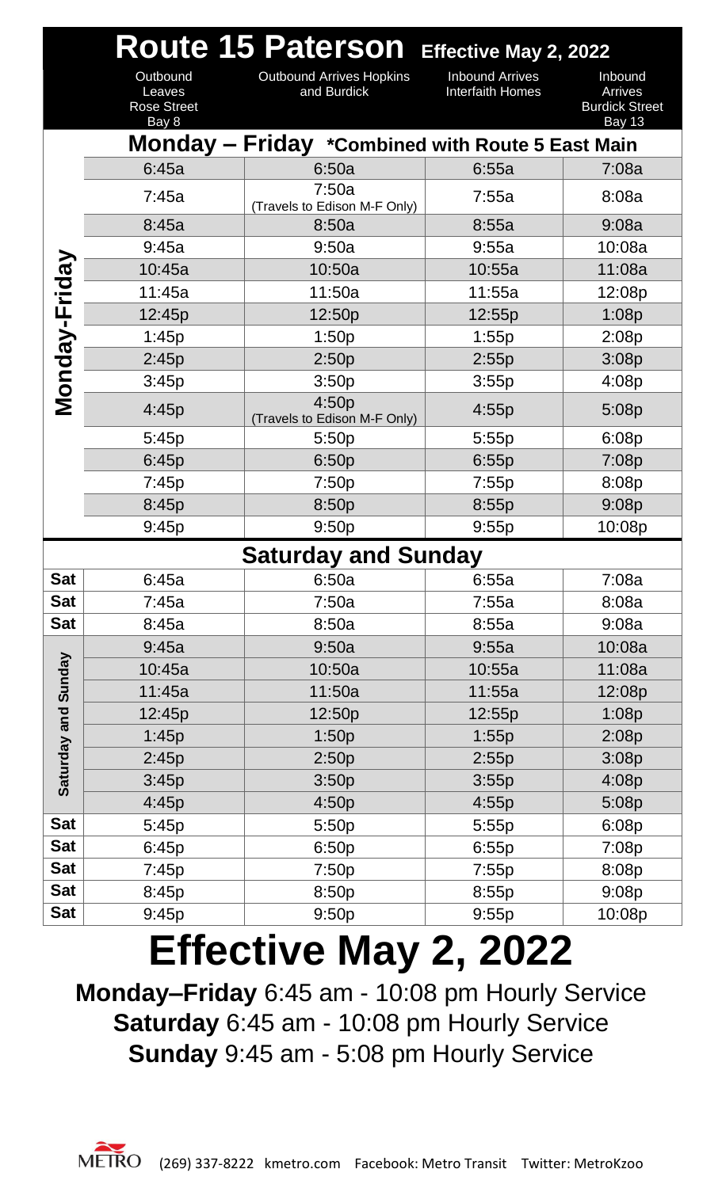# Route 15 Paterson Effective May 2, 2022

| | Outbound Leaves Rose Street Bay 8 | Outbound Arrives Hopkins and Burdick | Inbound Arrives Interfaith Homes | Inbound Arrives Burdick Street Bay 13 |
|---|---|---|---|---|
| **Monday – Friday *Combined with Route 5 East Main** | | | | |
| Monday-Friday | 6:45a | 6:50a | 6:55a | 7:08a |
| Monday-Friday | 7:45a | 7:50a (Travels to Edison M-F Only) | 7:55a | 8:08a |
| Monday-Friday | 8:45a | 8:50a | 8:55a | 9:08a |
| Monday-Friday | 9:45a | 9:50a | 9:55a | 10:08a |
| Monday-Friday | 10:45a | 10:50a | 10:55a | 11:08a |
| Monday-Friday | 11:45a | 11:50a | 11:55a | 12:08p |
| Monday-Friday | 12:45p | 12:50p | 12:55p | 1:08p |
| Monday-Friday | 1:45p | 1:50p | 1:55p | 2:08p |
| Monday-Friday | 2:45p | 2:50p | 2:55p | 3:08p |
| Monday-Friday | 3:45p | 3:50p | 3:55p | 4:08p |
| Monday-Friday | 4:45p | 4:50p (Travels to Edison M-F Only) | 4:55p | 5:08p |
| Monday-Friday | 5:45p | 5:50p | 5:55p | 6:08p |
| Monday-Friday | 6:45p | 6:50p | 6:55p | 7:08p |
| Monday-Friday | 7:45p | 7:50p | 7:55p | 8:08p |
| Monday-Friday | 8:45p | 8:50p | 8:55p | 9:08p |
| Monday-Friday | 9:45p | 9:50p | 9:55p | 10:08p |
| **Saturday and Sunday** | | | | |
| Sat | 6:45a | 6:50a | 6:55a | 7:08a |
| Sat | 7:45a | 7:50a | 7:55a | 8:08a |
| Sat | 8:45a | 8:50a | 8:55a | 9:08a |
| Saturday and Sunday | 9:45a | 9:50a | 9:55a | 10:08a |
| Saturday and Sunday | 10:45a | 10:50a | 10:55a | 11:08a |
| Saturday and Sunday | 11:45a | 11:50a | 11:55a | 12:08p |
| Saturday and Sunday | 12:45p | 12:50p | 12:55p | 1:08p |
| Saturday and Sunday | 1:45p | 1:50p | 1:55p | 2:08p |
| Saturday and Sunday | 2:45p | 2:50p | 2:55p | 3:08p |
| Saturday and Sunday | 3:45p | 3:50p | 3:55p | 4:08p |
| Saturday and Sunday | 4:45p | 4:50p | 4:55p | 5:08p |
| Sat | 5:45p | 5:50p | 5:55p | 6:08p |
| Sat | 6:45p | 6:50p | 6:55p | 7:08p |
| Sat | 7:45p | 7:50p | 7:55p | 8:08p |
| Sat | 8:45p | 8:50p | 8:55p | 9:08p |
| Sat | 9:45p | 9:50p | 9:55p | 10:08p |

# Effective May 2, 2022

**Monday–Friday** 6:45 am - 10:08 pm Hourly Service
**Saturday** 6:45 am - 10:08 pm Hourly Service
**Sunday** 9:45 am - 5:08 pm Hourly Service

METRO (269) 337-8222 kmetro.com Facebook: Metro Transit Twitter: MetroKzoo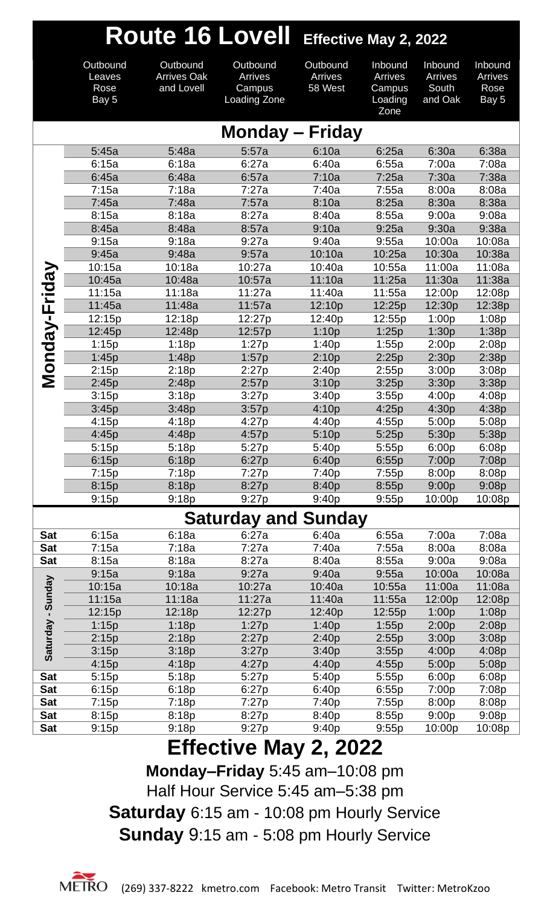# Route 16 Lovell Effective May 2, 2022

| | Outbound Leaves Rose Bay 5 | Outbound Arrives Oak and Lovell | Outbound Arrives Campus Loading Zone | Outbound Arrives 58 West | Inbound Arrives Campus Loading Zone | Inbound Arrives South and Oak | Inbound Arrives Rose Bay 5 |
|---|---|---|---|---|---|---|---|
| **Monday – Friday** | | | | | | | |
| Monday-Friday | 5:45a | 5:48a | 5:57a | 6:10a | 6:25a | 6:30a | 6:38a |
| Monday-Friday | 6:15a | 6:18a | 6:27a | 6:40a | 6:55a | 7:00a | 7:08a |
| Monday-Friday | 6:45a | 6:48a | 6:57a | 7:10a | 7:25a | 7:30a | 7:38a |
| Monday-Friday | 7:15a | 7:18a | 7:27a | 7:40a | 7:55a | 8:00a | 8:08a |
| Monday-Friday | 7:45a | 7:48a | 7:57a | 8:10a | 8:25a | 8:30a | 8:38a |
| Monday-Friday | 8:15a | 8:18a | 8:27a | 8:40a | 8:55a | 9:00a | 9:08a |
| Monday-Friday | 8:45a | 8:48a | 8:57a | 9:10a | 9:25a | 9:30a | 9:38a |
| Monday-Friday | 9:15a | 9:18a | 9:27a | 9:40a | 9:55a | 10:00a | 10:08a |
| Monday-Friday | 9:45a | 9:48a | 9:57a | 10:10a | 10:25a | 10:30a | 10:38a |
| Monday-Friday | 10:15a | 10:18a | 10:27a | 10:40a | 10:55a | 11:00a | 11:08a |
| Monday-Friday | 10:45a | 10:48a | 10:57a | 11:10a | 11:25a | 11:30a | 11:38a |
| Monday-Friday | 11:15a | 11:18a | 11:27a | 11:40a | 11:55a | 12:00p | 12:08p |
| Monday-Friday | 11:45a | 11:48a | 11:57a | 12:10p | 12:25p | 12:30p | 12:38p |
| Monday-Friday | 12:15p | 12:18p | 12:27p | 12:40p | 12:55p | 1:00p | 1:08p |
| Monday-Friday | 12:45p | 12:48p | 12:57p | 1:10p | 1:25p | 1:30p | 1:38p |
| Monday-Friday | 1:15p | 1:18p | 1:27p | 1:40p | 1:55p | 2:00p | 2:08p |
| Monday-Friday | 1:45p | 1:48p | 1:57p | 2:10p | 2:25p | 2:30p | 2:38p |
| Monday-Friday | 2:15p | 2:18p | 2:27p | 2:40p | 2:55p | 3:00p | 3:08p |
| Monday-Friday | 2:45p | 2:48p | 2:57p | 3:10p | 3:25p | 3:30p | 3:38p |
| Monday-Friday | 3:15p | 3:18p | 3:27p | 3:40p | 3:55p | 4:00p | 4:08p |
| Monday-Friday | 3:45p | 3:48p | 3:57p | 4:10p | 4:25p | 4:30p | 4:38p |
| Monday-Friday | 4:15p | 4:18p | 4:27p | 4:40p | 4:55p | 5:00p | 5:08p |
| Monday-Friday | 4:45p | 4:48p | 4:57p | 5:10p | 5:25p | 5:30p | 5:38p |
| Monday-Friday | 5:15p | 5:18p | 5:27p | 5:40p | 5:55p | 6:00p | 6:08p |
| Monday-Friday | 6:15p | 6:18p | 6:27p | 6:40p | 6:55p | 7:00p | 7:08p |
| Monday-Friday | 7:15p | 7:18p | 7:27p | 7:40p | 7:55p | 8:00p | 8:08p |
| Monday-Friday | 8:15p | 8:18p | 8:27p | 8:40p | 8:55p | 9:00p | 9:08p |
| Monday-Friday | 9:15p | 9:18p | 9:27p | 9:40p | 9:55p | 10:00p | 10:08p |
| **Saturday and Sunday** | | | | | | | |
| Sat | 6:15a | 6:18a | 6:27a | 6:40a | 6:55a | 7:00a | 7:08a |
| Sat | 7:15a | 7:18a | 7:27a | 7:40a | 7:55a | 8:00a | 8:08a |
| Sat | 8:15a | 8:18a | 8:27a | 8:40a | 8:55a | 9:00a | 9:08a |
| Saturday - Sunday | 9:15a | 9:18a | 9:27a | 9:40a | 9:55a | 10:00a | 10:08a |
| Saturday - Sunday | 10:15a | 10:18a | 10:27a | 10:40a | 10:55a | 11:00a | 11:08a |
| Saturday - Sunday | 11:15a | 11:18a | 11:27a | 11:40a | 11:55a | 12:00p | 12:08p |
| Saturday - Sunday | 12:15p | 12:18p | 12:27p | 12:40p | 12:55p | 1:00p | 1:08p |
| Saturday - Sunday | 1:15p | 1:18p | 1:27p | 1:40p | 1:55p | 2:00p | 2:08p |
| Saturday - Sunday | 2:15p | 2:18p | 2:27p | 2:40p | 2:55p | 3:00p | 3:08p |
| Saturday - Sunday | 3:15p | 3:18p | 3:27p | 3:40p | 3:55p | 4:00p | 4:08p |
| Saturday - Sunday | 4:15p | 4:18p | 4:27p | 4:40p | 4:55p | 5:00p | 5:08p |
| Sat | 5:15p | 5:18p | 5:27p | 5:40p | 5:55p | 6:00p | 6:08p |
| Sat | 6:15p | 6:18p | 6:27p | 6:40p | 6:55p | 7:00p | 7:08p |
| Sat | 7:15p | 7:18p | 7:27p | 7:40p | 7:55p | 8:00p | 8:08p |
| Sat | 8:15p | 8:18p | 8:27p | 8:40p | 8:55p | 9:00p | 9:08p |
| Sat | 9:15p | 9:18p | 9:27p | 9:40p | 9:55p | 10:00p | 10:08p |

## Effective May 2, 2022

**Monday–Friday** 5:45 am–10:08 pm

Half Hour Service 5:45 am–5:38 pm

**Saturday** 6:15 am - 10:08 pm Hourly Service

**Sunday** 9:15 am - 5:08 pm Hourly Service

METRO (269) 337-8222 kmetro.com Facebook: Metro Transit Twitter: MetroKzoo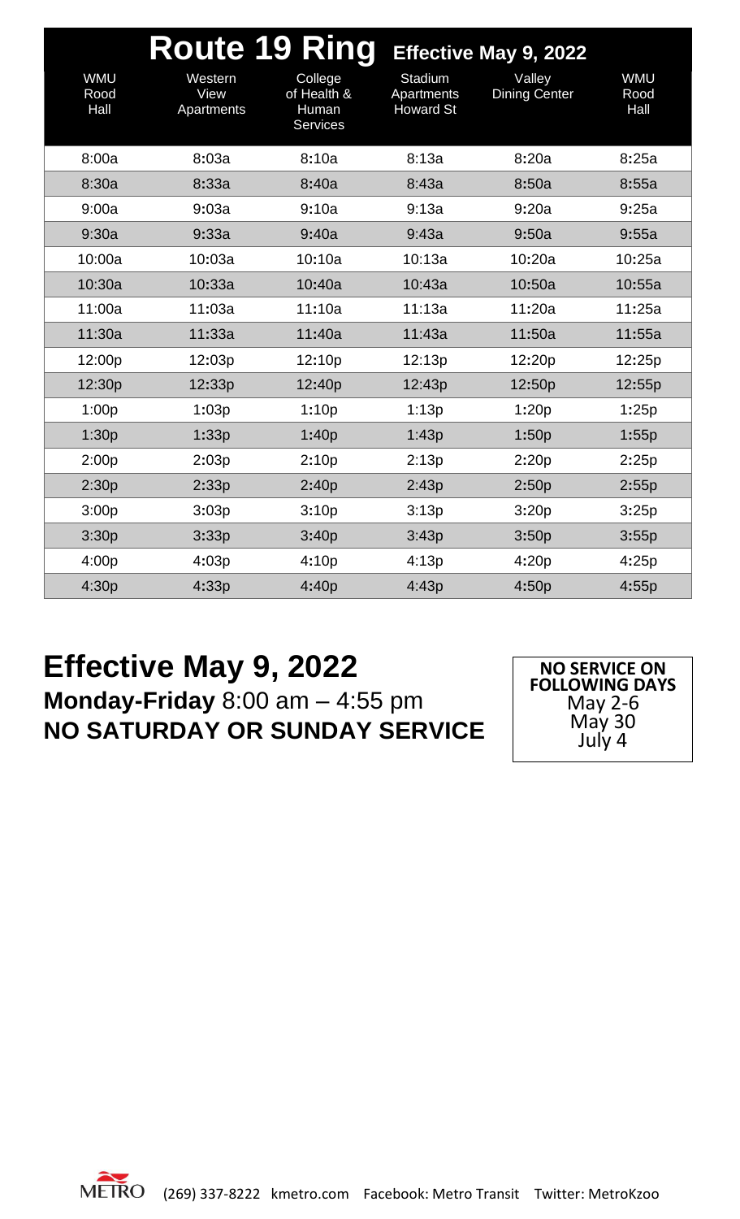# Route 19 Ring

**Effective May 9, 2022**

| WMU Rood Hall | Western View Apartments | College of Health & Human Services | Stadium Apartments Howard St | Valley Dining Center | WMU Rood Hall |
|---|---|---|---|---|---|
| 8:00a | 8:03a | 8:10a | 8:13a | 8:20a | 8:25a |
| 8:30a | 8:33a | 8:40a | 8:43a | 8:50a | 8:55a |
| 9:00a | 9:03a | 9:10a | 9:13a | 9:20a | 9:25a |
| 9:30a | 9:33a | 9:40a | 9:43a | 9:50a | 9:55a |
| 10:00a | 10:03a | 10:10a | 10:13a | 10:20a | 10:25a |
| 10:30a | 10:33a | 10:40a | 10:43a | 10:50a | 10:55a |
| 11:00a | 11:03a | 11:10a | 11:13a | 11:20a | 11:25a |
| 11:30a | 11:33a | 11:40a | 11:43a | 11:50a | 11:55a |
| 12:00p | 12:03p | 12:10p | 12:13p | 12:20p | 12:25p |
| 12:30p | 12:33p | 12:40p | 12:43p | 12:50p | 12:55p |
| 1:00p | 1:03p | 1:10p | 1:13p | 1:20p | 1:25p |
| 1:30p | 1:33p | 1:40p | 1:43p | 1:50p | 1:55p |
| 2:00p | 2:03p | 2:10p | 2:13p | 2:20p | 2:25p |
| 2:30p | 2:33p | 2:40p | 2:43p | 2:50p | 2:55p |
| 3:00p | 3:03p | 3:10p | 3:13p | 3:20p | 3:25p |
| 3:30p | 3:33p | 3:40p | 3:43p | 3:50p | 3:55p |
| 4:00p | 4:03p | 4:10p | 4:13p | 4:20p | 4:25p |
| 4:30p | 4:33p | 4:40p | 4:43p | 4:50p | 4:55p |

## Effective May 9, 2022

**Monday-Friday** 8:00 am – 4:55 pm

**NO SATURDAY OR SUNDAY SERVICE**

**NO SERVICE ON FOLLOWING DAYS**
May 2-6
May 30
July 4

METRO (269) 337-8222 kmetro.com Facebook: Metro Transit Twitter: MetroKzoo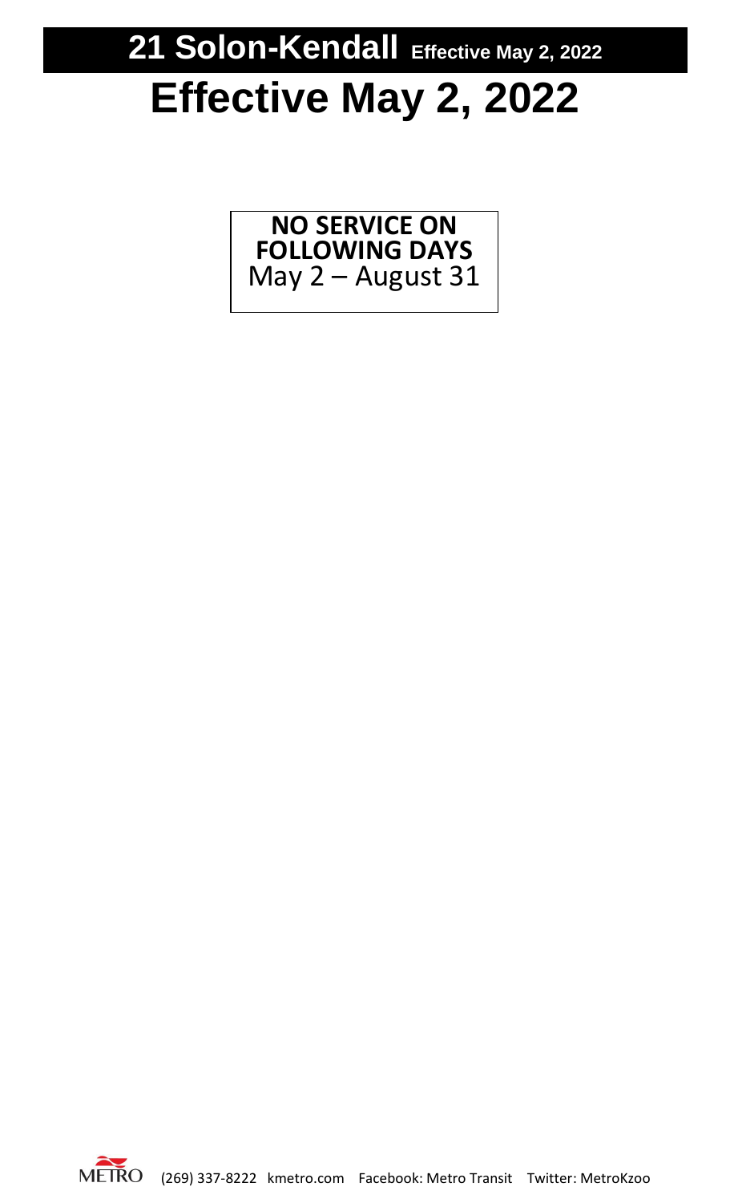# 21 Solon-Kendall Effective May 2, 2022

# Effective May 2, 2022

**NO SERVICE ON FOLLOWING DAYS**
May 2 – August 31

METRO (269) 337-8222 kmetro.com Facebook: Metro Transit Twitter: MetroKzoo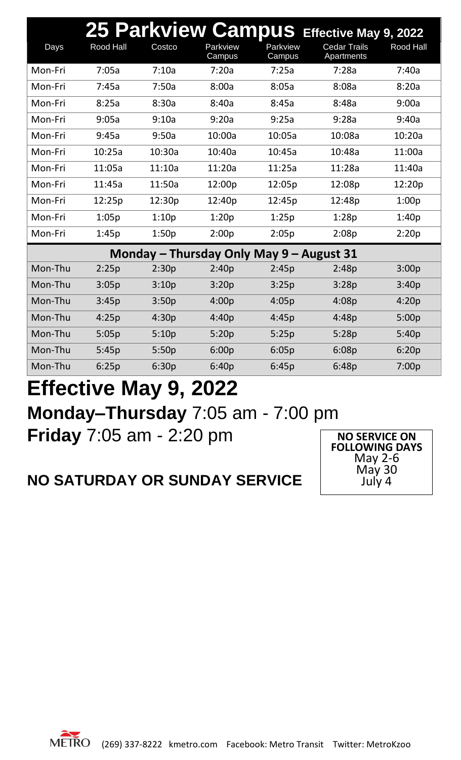# 25 Parkview Campus Effective May 9, 2022

| Days | Rood Hall | Costco | Parkview Campus | Parkview Campus | Cedar Trails Apartments | Rood Hall |
|---|---|---|---|---|---|---|
| Mon-Fri | 7:05a | 7:10a | 7:20a | 7:25a | 7:28a | 7:40a |
| Mon-Fri | 7:45a | 7:50a | 8:00a | 8:05a | 8:08a | 8:20a |
| Mon-Fri | 8:25a | 8:30a | 8:40a | 8:45a | 8:48a | 9:00a |
| Mon-Fri | 9:05a | 9:10a | 9:20a | 9:25a | 9:28a | 9:40a |
| Mon-Fri | 9:45a | 9:50a | 10:00a | 10:05a | 10:08a | 10:20a |
| Mon-Fri | 10:25a | 10:30a | 10:40a | 10:45a | 10:48a | 11:00a |
| Mon-Fri | 11:05a | 11:10a | 11:20a | 11:25a | 11:28a | 11:40a |
| Mon-Fri | 11:45a | 11:50a | 12:00p | 12:05p | 12:08p | 12:20p |
| Mon-Fri | 12:25p | 12:30p | 12:40p | 12:45p | 12:48p | 1:00p |
| Mon-Fri | 1:05p | 1:10p | 1:20p | 1:25p | 1:28p | 1:40p |
| Mon-Fri | 1:45p | 1:50p | 2:00p | 2:05p | 2:08p | 2:20p |
| **Monday – Thursday Only May 9 – August 31** | | | | | | |
| Mon-Thu | 2:25p | 2:30p | 2:40p | 2:45p | 2:48p | 3:00p |
| Mon-Thu | 3:05p | 3:10p | 3:20p | 3:25p | 3:28p | 3:40p |
| Mon-Thu | 3:45p | 3:50p | 4:00p | 4:05p | 4:08p | 4:20p |
| Mon-Thu | 4:25p | 4:30p | 4:40p | 4:45p | 4:48p | 5:00p |
| Mon-Thu | 5:05p | 5:10p | 5:20p | 5:25p | 5:28p | 5:40p |
| Mon-Thu | 5:45p | 5:50p | 6:00p | 6:05p | 6:08p | 6:20p |
| Mon-Thu | 6:25p | 6:30p | 6:40p | 6:45p | 6:48p | 7:00p |

## Effective May 9, 2022

**Monday–Thursday** 7:05 am - 7:00 pm

**Friday** 7:05 am - 2:20 pm

**NO SATURDAY OR SUNDAY SERVICE**

**NO SERVICE ON FOLLOWING DAYS**
May 2-6
May 30
July 4

METRO (269) 337-8222 kmetro.com Facebook: Metro Transit Twitter: MetroKzoo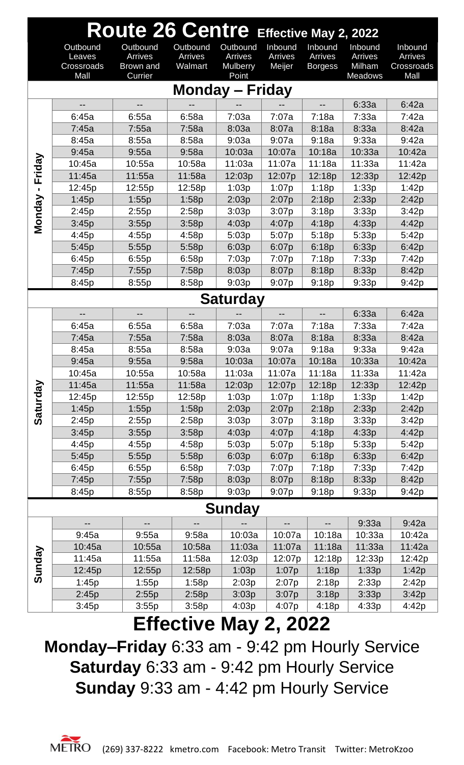# Route 26 Centre Effective May 2, 2022

## Monday – Friday

| Outbound Leaves Crossroads Mall | Outbound Arrives Brown and Currier | Outbound Arrives Walmart | Outbound Arrives Mulberry Point | Inbound Arrives Meijer | Inbound Arrives Borgess | Inbound Arrives Milham Meadows | Inbound Arrives Crossroads Mall |
|---|---|---|---|---|---|---|---|
| -- | -- | -- | -- | -- | -- | 6:33a | 6:42a |
| 6:45a | 6:55a | 6:58a | 7:03a | 7:07a | 7:18a | 7:33a | 7:42a |
| 7:45a | 7:55a | 7:58a | 8:03a | 8:07a | 8:18a | 8:33a | 8:42a |
| 8:45a | 8:55a | 8:58a | 9:03a | 9:07a | 9:18a | 9:33a | 9:42a |
| 9:45a | 9:55a | 9:58a | 10:03a | 10:07a | 10:18a | 10:33a | 10:42a |
| 10:45a | 10:55a | 10:58a | 11:03a | 11:07a | 11:18a | 11:33a | 11:42a |
| 11:45a | 11:55a | 11:58a | 12:03p | 12:07p | 12:18p | 12:33p | 12:42p |
| 12:45p | 12:55p | 12:58p | 1:03p | 1:07p | 1:18p | 1:33p | 1:42p |
| 1:45p | 1:55p | 1:58p | 2:03p | 2:07p | 2:18p | 2:33p | 2:42p |
| 2:45p | 2:55p | 2:58p | 3:03p | 3:07p | 3:18p | 3:33p | 3:42p |
| 3:45p | 3:55p | 3:58p | 4:03p | 4:07p | 4:18p | 4:33p | 4:42p |
| 4:45p | 4:55p | 4:58p | 5:03p | 5:07p | 5:18p | 5:33p | 5:42p |
| 5:45p | 5:55p | 5:58p | 6:03p | 6:07p | 6:18p | 6:33p | 6:42p |
| 6:45p | 6:55p | 6:58p | 7:03p | 7:07p | 7:18p | 7:33p | 7:42p |
| 7:45p | 7:55p | 7:58p | 8:03p | 8:07p | 8:18p | 8:33p | 8:42p |
| 8:45p | 8:55p | 8:58p | 9:03p | 9:07p | 9:18p | 9:33p | 9:42p |

## Saturday

| Outbound Leaves Crossroads Mall | Outbound Arrives Brown and Currier | Outbound Arrives Walmart | Outbound Arrives Mulberry Point | Inbound Arrives Meijer | Inbound Arrives Borgess | Inbound Arrives Milham Meadows | Inbound Arrives Crossroads Mall |
|---|---|---|---|---|---|---|---|
| -- | -- | -- | -- | -- | -- | 6:33a | 6:42a |
| 6:45a | 6:55a | 6:58a | 7:03a | 7:07a | 7:18a | 7:33a | 7:42a |
| 7:45a | 7:55a | 7:58a | 8:03a | 8:07a | 8:18a | 8:33a | 8:42a |
| 8:45a | 8:55a | 8:58a | 9:03a | 9:07a | 9:18a | 9:33a | 9:42a |
| 9:45a | 9:55a | 9:58a | 10:03a | 10:07a | 10:18a | 10:33a | 10:42a |
| 10:45a | 10:55a | 10:58a | 11:03a | 11:07a | 11:18a | 11:33a | 11:42a |
| 11:45a | 11:55a | 11:58a | 12:03p | 12:07p | 12:18p | 12:33p | 12:42p |
| 12:45p | 12:55p | 12:58p | 1:03p | 1:07p | 1:18p | 1:33p | 1:42p |
| 1:45p | 1:55p | 1:58p | 2:03p | 2:07p | 2:18p | 2:33p | 2:42p |
| 2:45p | 2:55p | 2:58p | 3:03p | 3:07p | 3:18p | 3:33p | 3:42p |
| 3:45p | 3:55p | 3:58p | 4:03p | 4:07p | 4:18p | 4:33p | 4:42p |
| 4:45p | 4:55p | 4:58p | 5:03p | 5:07p | 5:18p | 5:33p | 5:42p |
| 5:45p | 5:55p | 5:58p | 6:03p | 6:07p | 6:18p | 6:33p | 6:42p |
| 6:45p | 6:55p | 6:58p | 7:03p | 7:07p | 7:18p | 7:33p | 7:42p |
| 7:45p | 7:55p | 7:58p | 8:03p | 8:07p | 8:18p | 8:33p | 8:42p |
| 8:45p | 8:55p | 8:58p | 9:03p | 9:07p | 9:18p | 9:33p | 9:42p |

## Sunday

| Outbound Leaves Crossroads Mall | Outbound Arrives Brown and Currier | Outbound Arrives Walmart | Outbound Arrives Mulberry Point | Inbound Arrives Meijer | Inbound Arrives Borgess | Inbound Arrives Milham Meadows | Inbound Arrives Crossroads Mall |
|---|---|---|---|---|---|---|---|
| -- | -- | -- | -- | -- | -- | 9:33a | 9:42a |
| 9:45a | 9:55a | 9:58a | 10:03a | 10:07a | 10:18a | 10:33a | 10:42a |
| 10:45a | 10:55a | 10:58a | 11:03a | 11:07a | 11:18a | 11:33a | 11:42a |
| 11:45a | 11:55a | 11:58a | 12:03p | 12:07p | 12:18p | 12:33p | 12:42p |
| 12:45p | 12:55p | 12:58p | 1:03p | 1:07p | 1:18p | 1:33p | 1:42p |
| 1:45p | 1:55p | 1:58p | 2:03p | 2:07p | 2:18p | 2:33p | 2:42p |
| 2:45p | 2:55p | 2:58p | 3:03p | 3:07p | 3:18p | 3:33p | 3:42p |
| 3:45p | 3:55p | 3:58p | 4:03p | 4:07p | 4:18p | 4:33p | 4:42p |

# Effective May 2, 2022

**Monday–Friday** 6:33 am - 9:42 pm Hourly Service

**Saturday** 6:33 am - 9:42 pm Hourly Service

**Sunday** 9:33 am - 4:42 pm Hourly Service

METRO (269) 337-8222 kmetro.com Facebook: Metro Transit Twitter: MetroKzoo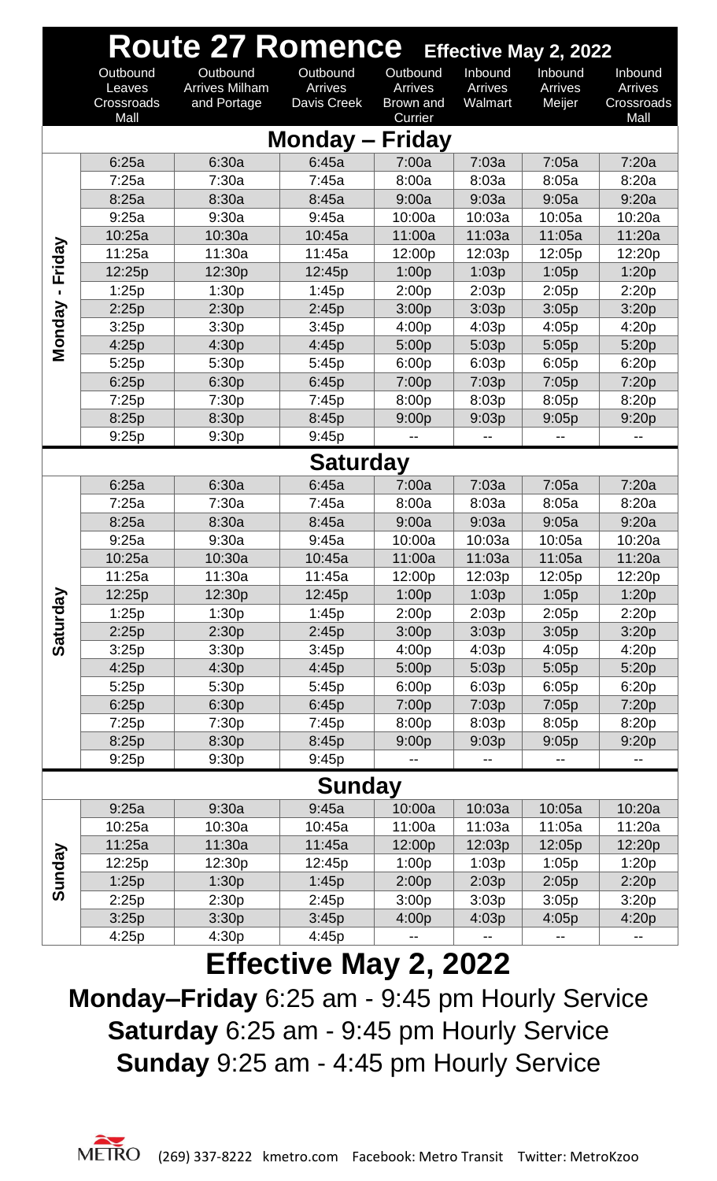# Route 27 Romence

**Effective May 2, 2022**

| | Outbound Leaves Crossroads Mall | Outbound Arrives Milham and Portage | Outbound Arrives Davis Creek | Outbound Arrives Brown and Currier | Inbound Arrives Walmart | Inbound Arrives Meijer | Inbound Arrives Crossroads Mall |
|---|---|---|---|---|---|---|---|
| **Monday – Friday** | | | | | | | |
| Monday - Friday | 6:25a | 6:30a | 6:45a | 7:00a | 7:03a | 7:05a | 7:20a |
| | 7:25a | 7:30a | 7:45a | 8:00a | 8:03a | 8:05a | 8:20a |
| | 8:25a | 8:30a | 8:45a | 9:00a | 9:03a | 9:05a | 9:20a |
| | 9:25a | 9:30a | 9:45a | 10:00a | 10:03a | 10:05a | 10:20a |
| | 10:25a | 10:30a | 10:45a | 11:00a | 11:03a | 11:05a | 11:20a |
| | 11:25a | 11:30a | 11:45a | 12:00p | 12:03p | 12:05p | 12:20p |
| | 12:25p | 12:30p | 12:45p | 1:00p | 1:03p | 1:05p | 1:20p |
| | 1:25p | 1:30p | 1:45p | 2:00p | 2:03p | 2:05p | 2:20p |
| | 2:25p | 2:30p | 2:45p | 3:00p | 3:03p | 3:05p | 3:20p |
| | 3:25p | 3:30p | 3:45p | 4:00p | 4:03p | 4:05p | 4:20p |
| | 4:25p | 4:30p | 4:45p | 5:00p | 5:03p | 5:05p | 5:20p |
| | 5:25p | 5:30p | 5:45p | 6:00p | 6:03p | 6:05p | 6:20p |
| | 6:25p | 6:30p | 6:45p | 7:00p | 7:03p | 7:05p | 7:20p |
| | 7:25p | 7:30p | 7:45p | 8:00p | 8:03p | 8:05p | 8:20p |
| | 8:25p | 8:30p | 8:45p | 9:00p | 9:03p | 9:05p | 9:20p |
| | 9:25p | 9:30p | 9:45p | -- | -- | -- | -- |
| **Saturday** | | | | | | | |
| Saturday | 6:25a | 6:30a | 6:45a | 7:00a | 7:03a | 7:05a | 7:20a |
| | 7:25a | 7:30a | 7:45a | 8:00a | 8:03a | 8:05a | 8:20a |
| | 8:25a | 8:30a | 8:45a | 9:00a | 9:03a | 9:05a | 9:20a |
| | 9:25a | 9:30a | 9:45a | 10:00a | 10:03a | 10:05a | 10:20a |
| | 10:25a | 10:30a | 10:45a | 11:00a | 11:03a | 11:05a | 11:20a |
| | 11:25a | 11:30a | 11:45a | 12:00p | 12:03p | 12:05p | 12:20p |
| | 12:25p | 12:30p | 12:45p | 1:00p | 1:03p | 1:05p | 1:20p |
| | 1:25p | 1:30p | 1:45p | 2:00p | 2:03p | 2:05p | 2:20p |
| | 2:25p | 2:30p | 2:45p | 3:00p | 3:03p | 3:05p | 3:20p |
| | 3:25p | 3:30p | 3:45p | 4:00p | 4:03p | 4:05p | 4:20p |
| | 4:25p | 4:30p | 4:45p | 5:00p | 5:03p | 5:05p | 5:20p |
| | 5:25p | 5:30p | 5:45p | 6:00p | 6:03p | 6:05p | 6:20p |
| | 6:25p | 6:30p | 6:45p | 7:00p | 7:03p | 7:05p | 7:20p |
| | 7:25p | 7:30p | 7:45p | 8:00p | 8:03p | 8:05p | 8:20p |
| | 8:25p | 8:30p | 8:45p | 9:00p | 9:03p | 9:05p | 9:20p |
| | 9:25p | 9:30p | 9:45p | -- | -- | -- | -- |
| **Sunday** | | | | | | | |
| Sunday | 9:25a | 9:30a | 9:45a | 10:00a | 10:03a | 10:05a | 10:20a |
| | 10:25a | 10:30a | 10:45a | 11:00a | 11:03a | 11:05a | 11:20a |
| | 11:25a | 11:30a | 11:45a | 12:00p | 12:03p | 12:05p | 12:20p |
| | 12:25p | 12:30p | 12:45p | 1:00p | 1:03p | 1:05p | 1:20p |
| | 1:25p | 1:30p | 1:45p | 2:00p | 2:03p | 2:05p | 2:20p |
| | 2:25p | 2:30p | 2:45p | 3:00p | 3:03p | 3:05p | 3:20p |
| | 3:25p | 3:30p | 3:45p | 4:00p | 4:03p | 4:05p | 4:20p |
| | 4:25p | 4:30p | 4:45p | -- | -- | -- | -- |

## Effective May 2, 2022

**Monday–Friday** 6:25 am - 9:45 pm Hourly Service

**Saturday** 6:25 am - 9:45 pm Hourly Service

**Sunday** 9:25 am - 4:45 pm Hourly Service

METRO (269) 337-8222 kmetro.com Facebook: Metro Transit Twitter: MetroKzoo